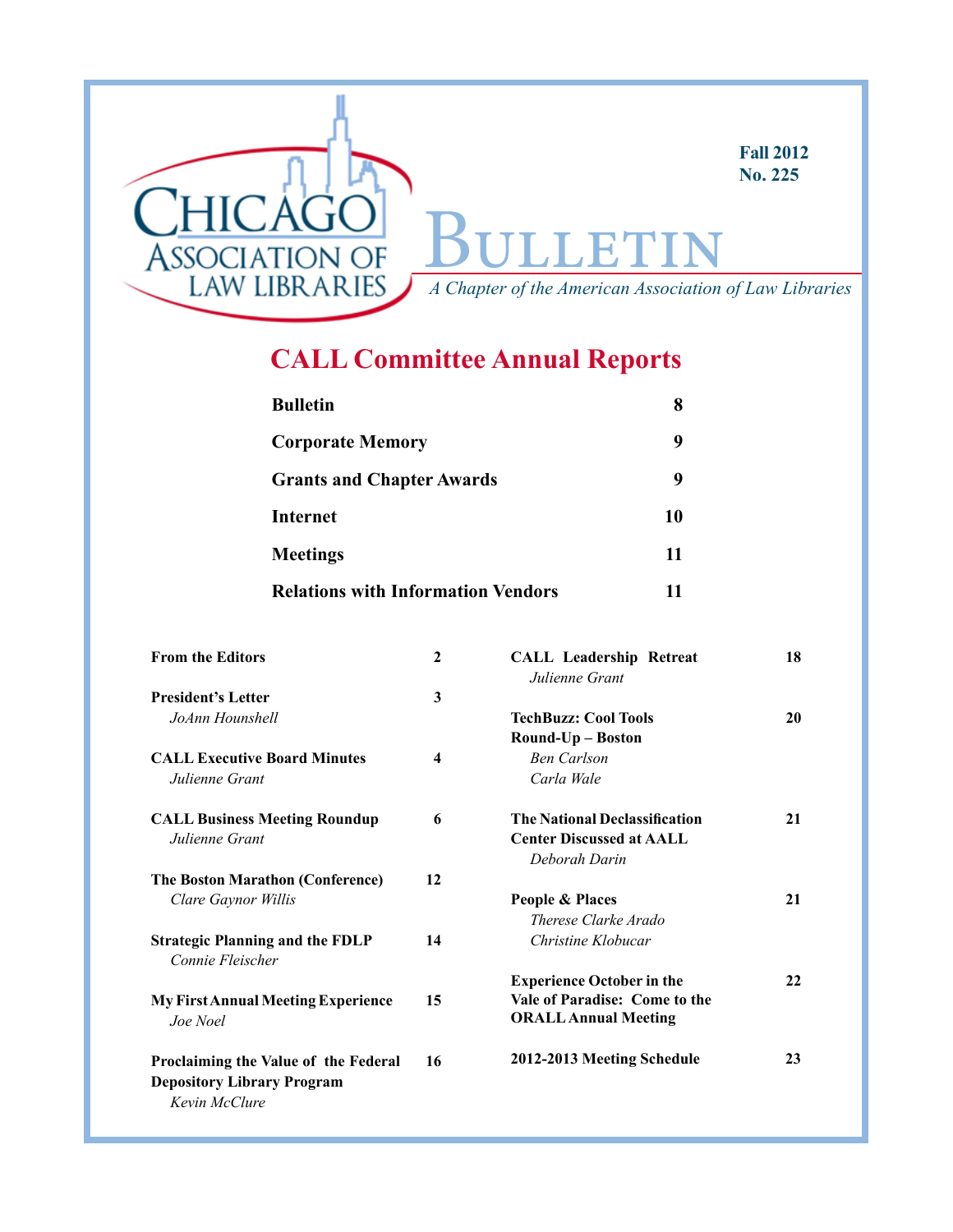# Chicago Association of Law Libraries

Fall 2012
No. 225

# Bulletin

*A Chapter of the American Association of Law Libraries*

## CALL Committee Annual Reports

| | |
|---|---|
| **Bulletin** | **8** |
| **Corporate Memory** | **9** |
| **Grants and Chapter Awards** | **9** |
| **Internet** | **10** |
| **Meetings** | **11** |
| **Relations with Information Vendors** | **11** |

**From the Editors** — 2

**President's Letter** — 3
*JoAnn Hounshell*

**CALL Executive Board Minutes** — 4
*Julienne Grant*

**CALL Business Meeting Roundup** — 6
*Julienne Grant*

**The Boston Marathon (Conference)** — 12
*Clare Gaynor Willis*

**Strategic Planning and the FDLP** — 14
*Connie Fleischer*

**My First Annual Meeting Experience** — 15
*Joe Noel*

**Proclaiming the Value of the Federal Depository Library Program** — 16
*Kevin McClure*

**CALL Leadership Retreat** — 18
*Julienne Grant*

**TechBuzz: Cool Tools Round-Up – Boston** — 20
*Ben Carlson*
*Carla Wale*

**The National Declassification Center Discussed at AALL** — 21
*Deborah Darin*

**People & Places** — 21
*Therese Clarke Arado*
*Christine Klobucar*

**Experience October in the Vale of Paradise: Come to the ORALL Annual Meeting** — 22

**2012-2013 Meeting Schedule** — 23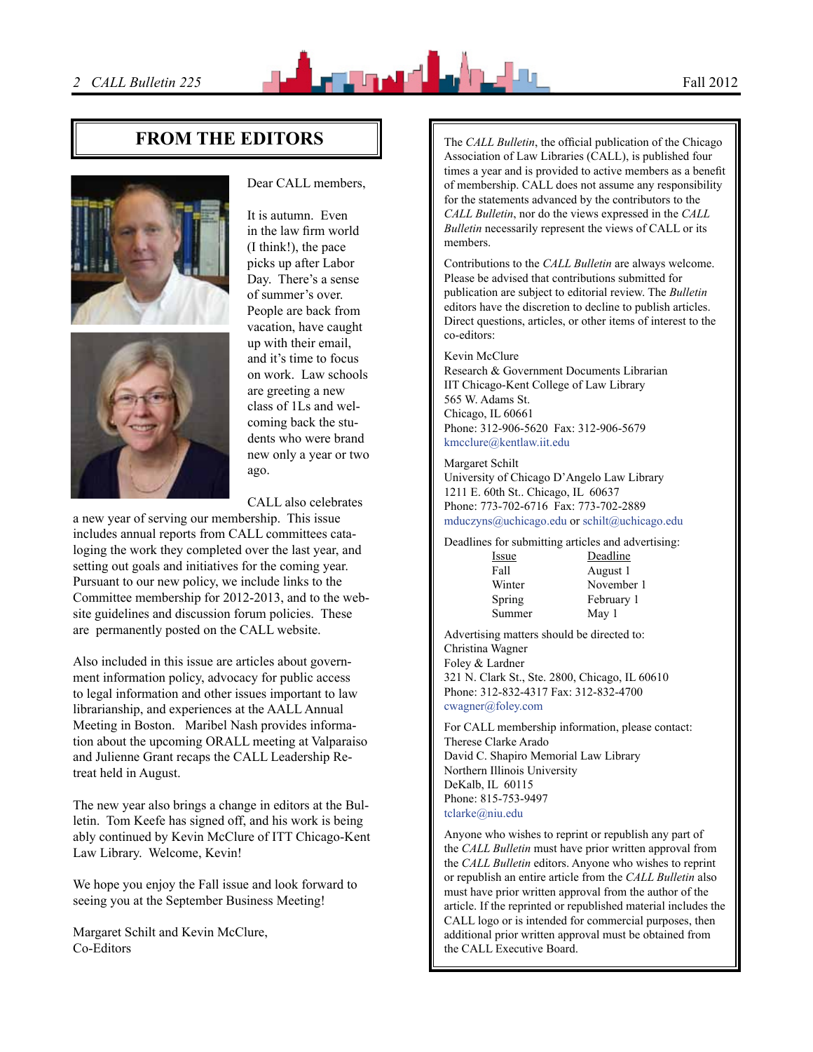## FROM THE EDITORS

Dear CALL members,

It is autumn. Even in the law firm world (I think!), the pace picks up after Labor Day. There's a sense of summer's over. People are back from vacation, have caught up with their email, and it's time to focus on work. Law schools are greeting a new class of 1Ls and welcoming back the students who were brand new only a year or two ago.

CALL also celebrates a new year of serving our membership. This issue includes annual reports from CALL committees cataloging the work they completed over the last year, and setting out goals and initiatives for the coming year. Pursuant to our new policy, we include links to the Committee membership for 2012-2013, and to the website guidelines and discussion forum policies. These are permanently posted on the CALL website.

Also included in this issue are articles about government information policy, advocacy for public access to legal information and other issues important to law librarianship, and experiences at the AALL Annual Meeting in Boston. Maribel Nash provides information about the upcoming ORALL meeting at Valparaiso and Julienne Grant recaps the CALL Leadership Retreat held in August.

The new year also brings a change in editors at the Bulletin. Tom Keefe has signed off, and his work is being ably continued by Kevin McClure of ITT Chicago-Kent Law Library. Welcome, Kevin!

We hope you enjoy the Fall issue and look forward to seeing you at the September Business Meeting!

Margaret Schilt and Kevin McClure,
Co-Editors

---

The *CALL Bulletin*, the official publication of the Chicago Association of Law Libraries (CALL), is published four times a year and is provided to active members as a benefit of membership. CALL does not assume any responsibility for the statements advanced by the contributors to the *CALL Bulletin*, nor do the views expressed in the *CALL Bulletin* necessarily represent the views of CALL or its members.

Contributions to the *CALL Bulletin* are always welcome. Please be advised that contributions submitted for publication are subject to editorial review. The *Bulletin* editors have the discretion to decline to publish articles. Direct questions, articles, or other items of interest to the co-editors:

Kevin McClure
Research & Government Documents Librarian
IIT Chicago-Kent College of Law Library
565 W. Adams St.
Chicago, IL 60661
Phone: 312-906-5620 Fax: 312-906-5679
kmcclure@kentlaw.iit.edu

Margaret Schilt
University of Chicago D'Angelo Law Library
1211 E. 60th St.. Chicago, IL 60637
Phone: 773-702-6716 Fax: 773-702-2889
mduczyns@uchicago.edu or schilt@uchicago.edu

Deadlines for submitting articles and advertising:

| Issue | Deadline |
|---|---|
| Fall | August 1 |
| Winter | November 1 |
| Spring | February 1 |
| Summer | May 1 |

Advertising matters should be directed to:
Christina Wagner
Foley & Lardner
321 N. Clark St., Ste. 2800, Chicago, IL 60610
Phone: 312-832-4317 Fax: 312-832-4700
cwagner@foley.com

For CALL membership information, please contact:
Therese Clarke Arado
David C. Shapiro Memorial Law Library
Northern Illinois University
DeKalb, IL 60115
Phone: 815-753-9497
tclarke@niu.edu

Anyone who wishes to reprint or republish any part of the *CALL Bulletin* must have prior written approval from the *CALL Bulletin* editors. Anyone who wishes to reprint or republish an entire article from the *CALL Bulletin* also must have prior written approval from the author of the article. If the reprinted or republished material includes the CALL logo or is intended for commercial purposes, then additional prior written approval must be obtained from the CALL Executive Board.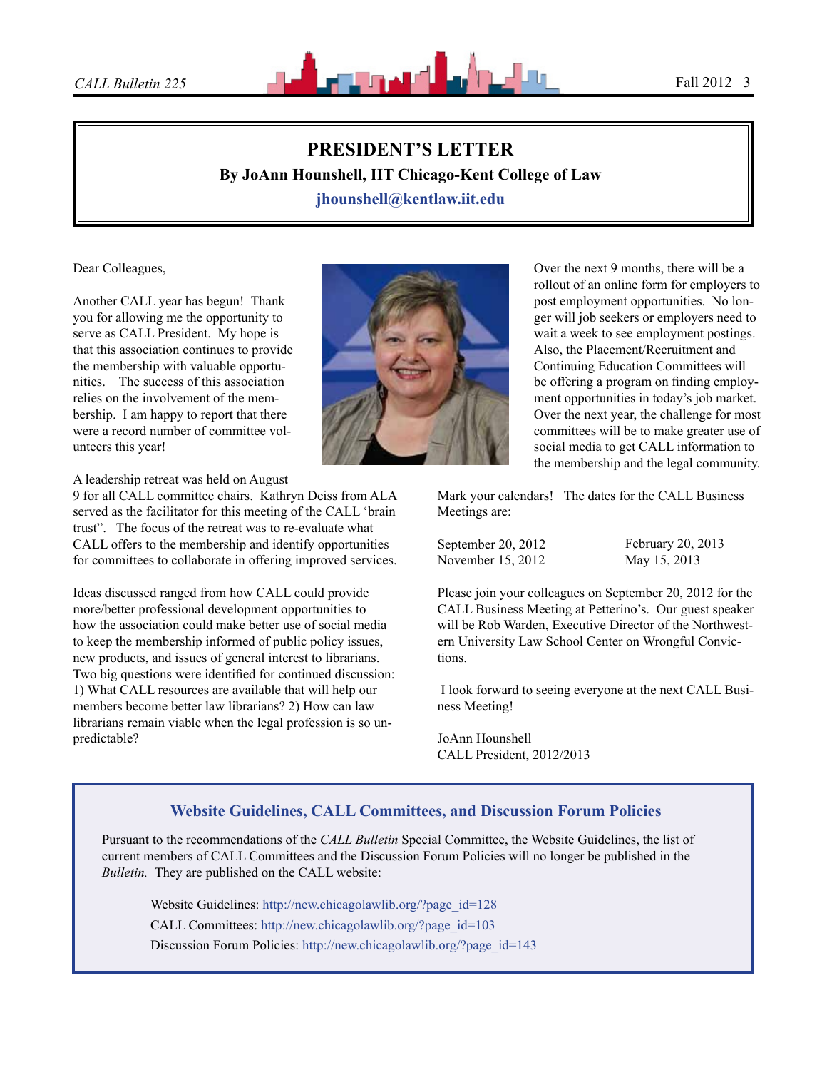# PRESIDENT'S LETTER

**By JoAnn Hounshell, IIT Chicago-Kent College of Law**

**jhounshell@kentlaw.iit.edu**

Dear Colleagues,

Another CALL year has begun! Thank you for allowing me the opportunity to serve as CALL President. My hope is that this association continues to provide the membership with valuable opportunities. The success of this association relies on the involvement of the membership. I am happy to report that there were a record number of committee volunteers this year!

A leadership retreat was held on August 9 for all CALL committee chairs. Kathryn Deiss from ALA served as the facilitator for this meeting of the CALL 'brain trust". The focus of the retreat was to re-evaluate what CALL offers to the membership and identify opportunities for committees to collaborate in offering improved services.

Ideas discussed ranged from how CALL could provide more/better professional development opportunities to how the association could make better use of social media to keep the membership informed of public policy issues, new products, and issues of general interest to librarians. Two big questions were identified for continued discussion: 1) What CALL resources are available that will help our members become better law librarians? 2) How can law librarians remain viable when the legal profession is so unpredictable?

Over the next 9 months, there will be a rollout of an online form for employers to post employment opportunities. No longer will job seekers or employers need to wait a week to see employment postings. Also, the Placement/Recruitment and Continuing Education Committees will be offering a program on finding employment opportunities in today's job market. Over the next year, the challenge for most committees will be to make greater use of social media to get CALL information to the membership and the legal community.

Mark your calendars! The dates for the CALL Business Meetings are:

September 20, 2012
November 15, 2012
February 20, 2013
May 15, 2013

Please join your colleagues on September 20, 2012 for the CALL Business Meeting at Petterino's. Our guest speaker will be Rob Warden, Executive Director of the Northwestern University Law School Center on Wrongful Convictions.

I look forward to seeing everyone at the next CALL Business Meeting!

JoAnn Hounshell
CALL President, 2012/2013

## Website Guidelines, CALL Committees, and Discussion Forum Policies

Pursuant to the recommendations of the *CALL Bulletin* Special Committee, the Website Guidelines, the list of current members of CALL Committees and the Discussion Forum Policies will no longer be published in the *Bulletin.* They are published on the CALL website:

Website Guidelines: http://new.chicagolawlib.org/?page_id=128
CALL Committees: http://new.chicagolawlib.org/?page_id=103
Discussion Forum Policies: http://new.chicagolawlib.org/?page_id=143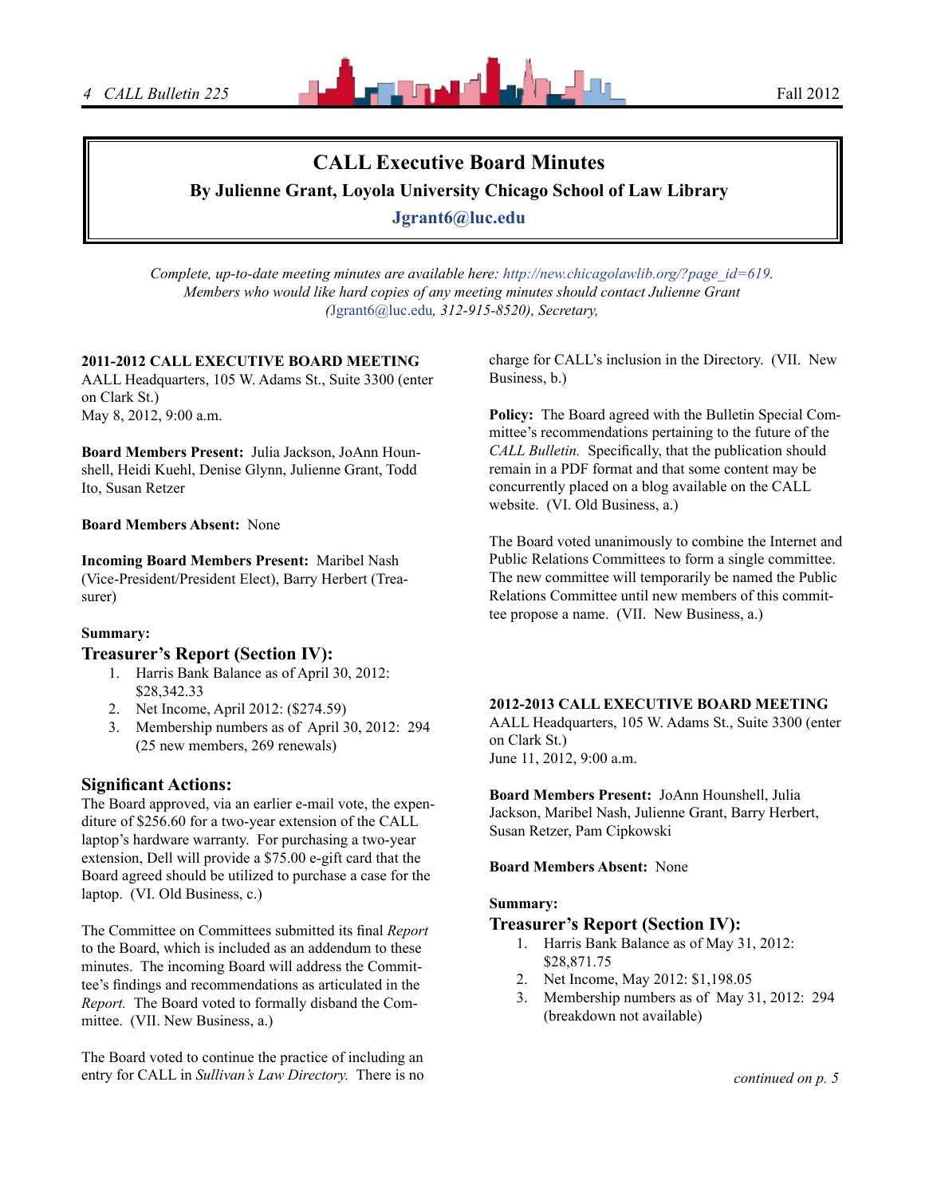# CALL Executive Board Minutes

**By Julienne Grant, Loyola University Chicago School of Law Library**

**Jgrant6@luc.edu**

*Complete, up-to-date meeting minutes are available here: http://new.chicagolawlib.org/?page_id=619. Members who would like hard copies of any meeting minutes should contact Julienne Grant (Jgrant6@luc.edu, 312-915-8520), Secretary,*

**2011-2012 CALL EXECUTIVE BOARD MEETING**
AALL Headquarters, 105 W. Adams St., Suite 3300 (enter on Clark St.)
May 8, 2012, 9:00 a.m.

**Board Members Present:** Julia Jackson, JoAnn Hounshell, Heidi Kuehl, Denise Glynn, Julienne Grant, Todd Ito, Susan Retzer

**Board Members Absent:** None

**Incoming Board Members Present:** Maribel Nash (Vice-President/President Elect), Barry Herbert (Treasurer)

**Summary:**

## Treasurer's Report (Section IV):

1. Harris Bank Balance as of April 30, 2012: $28,342.33
2. Net Income, April 2012: ($274.59)
3. Membership numbers as of April 30, 2012: 294 (25 new members, 269 renewals)

## Significant Actions:

The Board approved, via an earlier e-mail vote, the expenditure of $256.60 for a two-year extension of the CALL laptop's hardware warranty. For purchasing a two-year extension, Dell will provide a $75.00 e-gift card that the Board agreed should be utilized to purchase a case for the laptop. (VI. Old Business, c.)

The Committee on Committees submitted its final *Report* to the Board, which is included as an addendum to these minutes. The incoming Board will address the Committee's findings and recommendations as articulated in the *Report.* The Board voted to formally disband the Committee. (VII. New Business, a.)

The Board voted to continue the practice of including an entry for CALL in *Sullivan's Law Directory.* There is no charge for CALL's inclusion in the Directory. (VII. New Business, b.)

**Policy:** The Board agreed with the Bulletin Special Committee's recommendations pertaining to the future of the *CALL Bulletin.* Specifically, that the publication should remain in a PDF format and that some content may be concurrently placed on a blog available on the CALL website. (VI. Old Business, a.)

The Board voted unanimously to combine the Internet and Public Relations Committees to form a single committee. The new committee will temporarily be named the Public Relations Committee until new members of this committee propose a name. (VII. New Business, a.)

**2012-2013 CALL EXECUTIVE BOARD MEETING**
AALL Headquarters, 105 W. Adams St., Suite 3300 (enter on Clark St.)
June 11, 2012, 9:00 a.m.

**Board Members Present:** JoAnn Hounshell, Julia Jackson, Maribel Nash, Julienne Grant, Barry Herbert, Susan Retzer, Pam Cipkowski

**Board Members Absent:** None

**Summary:**

## Treasurer's Report (Section IV):

1. Harris Bank Balance as of May 31, 2012: $28,871.75
2. Net Income, May 2012: $1,198.05
3. Membership numbers as of May 31, 2012: 294 (breakdown not available)

*continued on p. 5*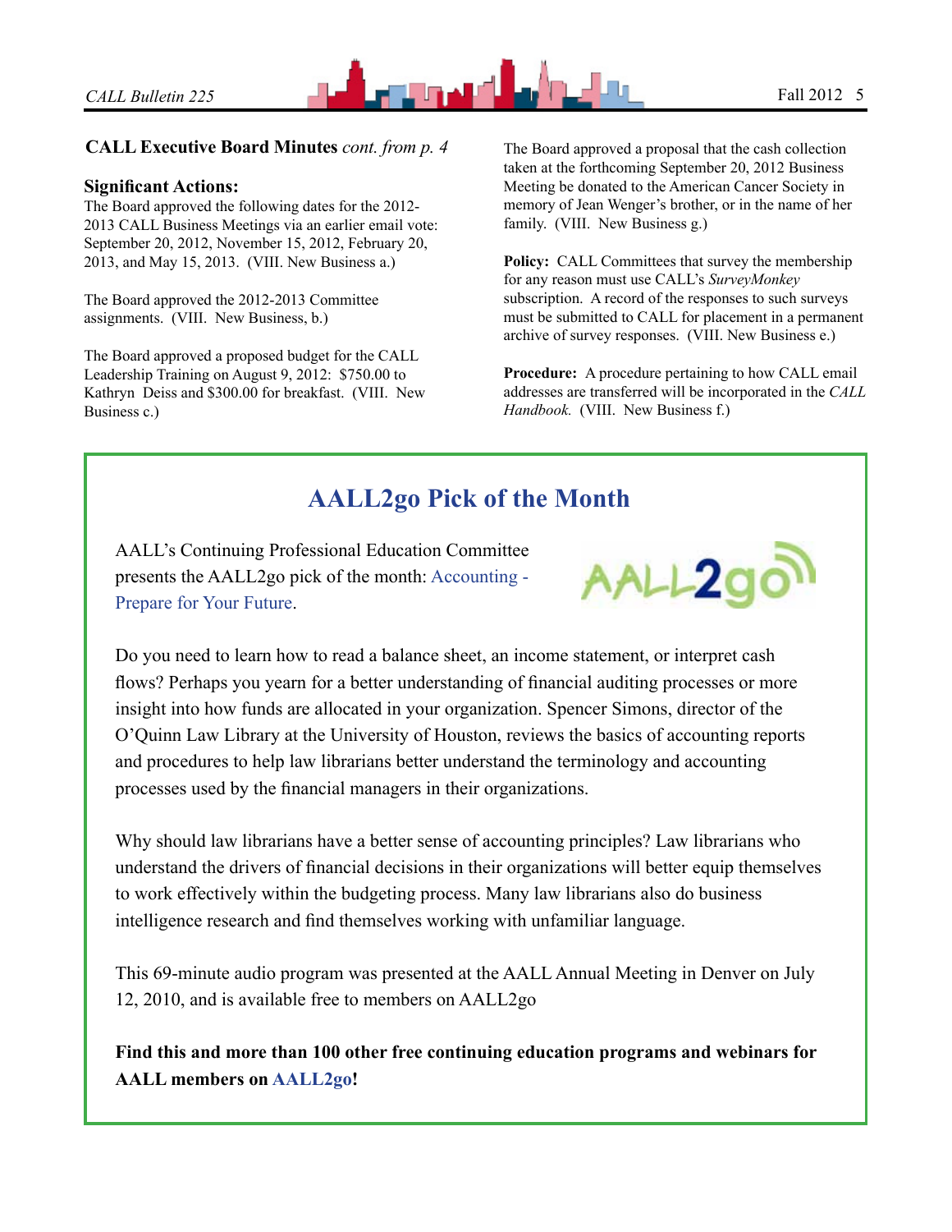**CALL Executive Board Minutes** *cont. from p. 4*

### Significant Actions:

The Board approved the following dates for the 2012-2013 CALL Business Meetings via an earlier email vote: September 20, 2012, November 15, 2012, February 20, 2013, and May 15, 2013. (VIII. New Business a.)

The Board approved the 2012-2013 Committee assignments. (VIII. New Business, b.)

The Board approved a proposed budget for the CALL Leadership Training on August 9, 2012: $750.00 to Kathryn Deiss and $300.00 for breakfast. (VIII. New Business c.)

The Board approved a proposal that the cash collection taken at the forthcoming September 20, 2012 Business Meeting be donated to the American Cancer Society in memory of Jean Wenger's brother, or in the name of her family. (VIII. New Business g.)

**Policy:** CALL Committees that survey the membership for any reason must use CALL's *SurveyMonkey* subscription. A record of the responses to such surveys must be submitted to CALL for placement in a permanent archive of survey responses. (VIII. New Business e.)

**Procedure:** A procedure pertaining to how CALL email addresses are transferred will be incorporated in the *CALL Handbook.* (VIII. New Business f.)

## AALL2go Pick of the Month

AALL's Continuing Professional Education Committee presents the AALL2go pick of the month: Accounting - Prepare for Your Future.

Do you need to learn how to read a balance sheet, an income statement, or interpret cash flows? Perhaps you yearn for a better understanding of financial auditing processes or more insight into how funds are allocated in your organization. Spencer Simons, director of the O'Quinn Law Library at the University of Houston, reviews the basics of accounting reports and procedures to help law librarians better understand the terminology and accounting processes used by the financial managers in their organizations.

Why should law librarians have a better sense of accounting principles? Law librarians who understand the drivers of financial decisions in their organizations will better equip themselves to work effectively within the budgeting process. Many law librarians also do business intelligence research and find themselves working with unfamiliar language.

This 69-minute audio program was presented at the AALL Annual Meeting in Denver on July 12, 2010, and is available free to members on AALL2go

**Find this and more than 100 other free continuing education programs and webinars for AALL members on AALL2go!**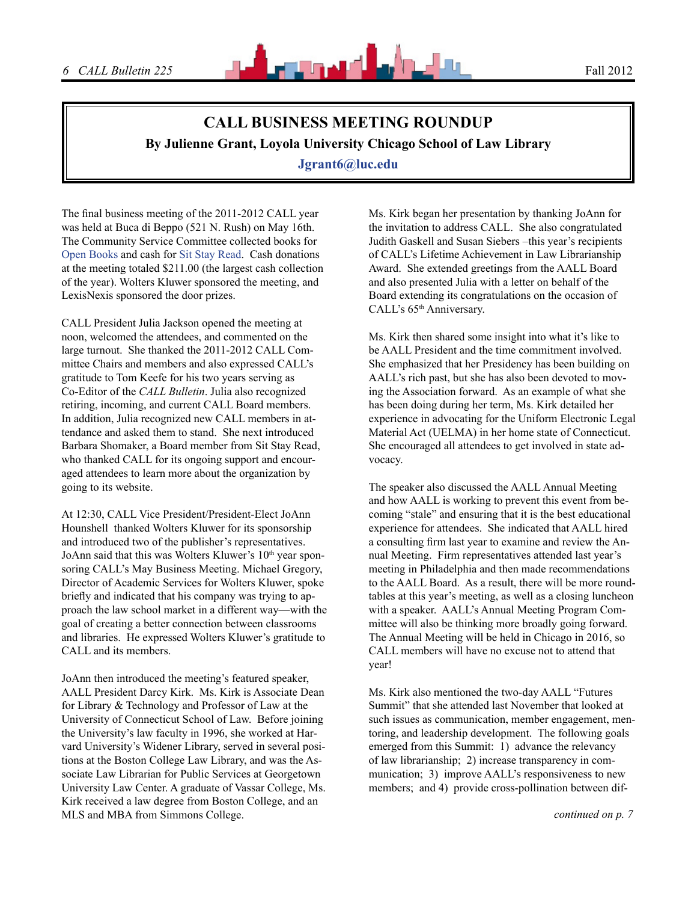# CALL BUSINESS MEETING ROUNDUP

**By Julienne Grant, Loyola University Chicago School of Law Library**

**Jgrant6@luc.edu**

The final business meeting of the 2011-2012 CALL year was held at Buca di Beppo (521 N. Rush) on May 16th. The Community Service Committee collected books for Open Books and cash for Sit Stay Read. Cash donations at the meeting totaled $211.00 (the largest cash collection of the year). Wolters Kluwer sponsored the meeting, and LexisNexis sponsored the door prizes.

CALL President Julia Jackson opened the meeting at noon, welcomed the attendees, and commented on the large turnout. She thanked the 2011-2012 CALL Committee Chairs and members and also expressed CALL's gratitude to Tom Keefe for his two years serving as Co-Editor of the *CALL Bulletin*. Julia also recognized retiring, incoming, and current CALL Board members. In addition, Julia recognized new CALL members in attendance and asked them to stand. She next introduced Barbara Shomaker, a Board member from Sit Stay Read, who thanked CALL for its ongoing support and encouraged attendees to learn more about the organization by going to its website.

At 12:30, CALL Vice President/President-Elect JoAnn Hounshell thanked Wolters Kluwer for its sponsorship and introduced two of the publisher's representatives. JoAnn said that this was Wolters Kluwer's 10th year sponsoring CALL's May Business Meeting. Michael Gregory, Director of Academic Services for Wolters Kluwer, spoke briefly and indicated that his company was trying to approach the law school market in a different way—with the goal of creating a better connection between classrooms and libraries. He expressed Wolters Kluwer's gratitude to CALL and its members.

JoAnn then introduced the meeting's featured speaker, AALL President Darcy Kirk. Ms. Kirk is Associate Dean for Library & Technology and Professor of Law at the University of Connecticut School of Law. Before joining the University's law faculty in 1996, she worked at Harvard University's Widener Library, served in several positions at the Boston College Law Library, and was the Associate Law Librarian for Public Services at Georgetown University Law Center. A graduate of Vassar College, Ms. Kirk received a law degree from Boston College, and an MLS and MBA from Simmons College.

Ms. Kirk began her presentation by thanking JoAnn for the invitation to address CALL. She also congratulated Judith Gaskell and Susan Siebers –this year's recipients of CALL's Lifetime Achievement in Law Librarianship Award. She extended greetings from the AALL Board and also presented Julia with a letter on behalf of the Board extending its congratulations on the occasion of CALL's 65th Anniversary.

Ms. Kirk then shared some insight into what it's like to be AALL President and the time commitment involved. She emphasized that her Presidency has been building on AALL's rich past, but she has also been devoted to moving the Association forward. As an example of what she has been doing during her term, Ms. Kirk detailed her experience in advocating for the Uniform Electronic Legal Material Act (UELMA) in her home state of Connecticut. She encouraged all attendees to get involved in state advocacy.

The speaker also discussed the AALL Annual Meeting and how AALL is working to prevent this event from becoming "stale" and ensuring that it is the best educational experience for attendees. She indicated that AALL hired a consulting firm last year to examine and review the Annual Meeting. Firm representatives attended last year's meeting in Philadelphia and then made recommendations to the AALL Board. As a result, there will be more roundtables at this year's meeting, as well as a closing luncheon with a speaker. AALL's Annual Meeting Program Committee will also be thinking more broadly going forward. The Annual Meeting will be held in Chicago in 2016, so CALL members will have no excuse not to attend that year!

Ms. Kirk also mentioned the two-day AALL "Futures Summit" that she attended last November that looked at such issues as communication, member engagement, mentoring, and leadership development. The following goals emerged from this Summit: 1) advance the relevancy of law librarianship; 2) increase transparency in communication; 3) improve AALL's responsiveness to new members; and 4) provide cross-pollination between dif-

*continued on p. 7*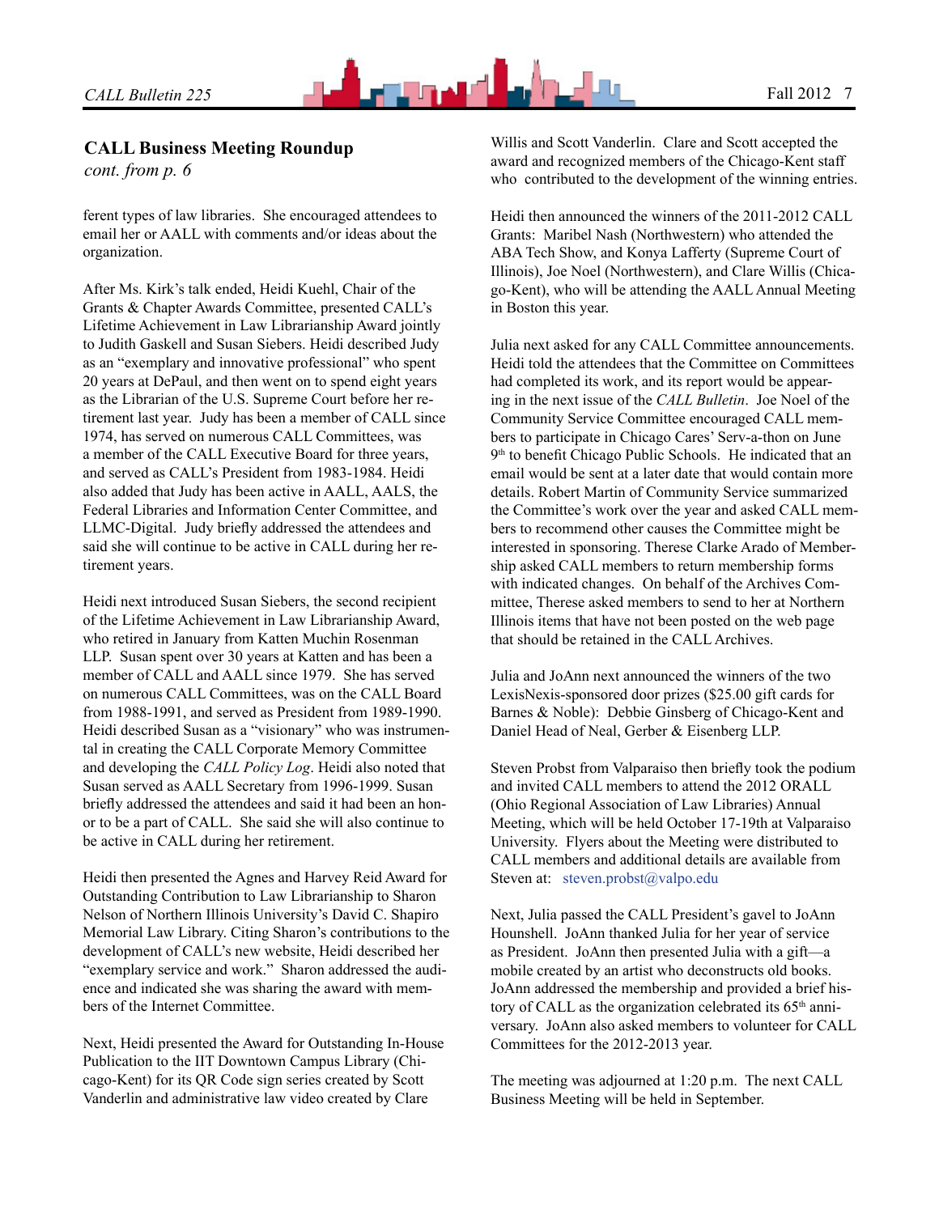## CALL Business Meeting Roundup

*cont. from p. 6*

ferent types of law libraries. She encouraged attendees to email her or AALL with comments and/or ideas about the organization.

After Ms. Kirk's talk ended, Heidi Kuehl, Chair of the Grants & Chapter Awards Committee, presented CALL's Lifetime Achievement in Law Librarianship Award jointly to Judith Gaskell and Susan Siebers. Heidi described Judy as an "exemplary and innovative professional" who spent 20 years at DePaul, and then went on to spend eight years as the Librarian of the U.S. Supreme Court before her retirement last year. Judy has been a member of CALL since 1974, has served on numerous CALL Committees, was a member of the CALL Executive Board for three years, and served as CALL's President from 1983-1984. Heidi also added that Judy has been active in AALL, AALS, the Federal Libraries and Information Center Committee, and LLMC-Digital. Judy briefly addressed the attendees and said she will continue to be active in CALL during her retirement years.

Heidi next introduced Susan Siebers, the second recipient of the Lifetime Achievement in Law Librarianship Award, who retired in January from Katten Muchin Rosenman LLP. Susan spent over 30 years at Katten and has been a member of CALL and AALL since 1979. She has served on numerous CALL Committees, was on the CALL Board from 1988-1991, and served as President from 1989-1990. Heidi described Susan as a "visionary" who was instrumental in creating the CALL Corporate Memory Committee and developing the *CALL Policy Log*. Heidi also noted that Susan served as AALL Secretary from 1996-1999. Susan briefly addressed the attendees and said it had been an honor to be a part of CALL. She said she will also continue to be active in CALL during her retirement.

Heidi then presented the Agnes and Harvey Reid Award for Outstanding Contribution to Law Librarianship to Sharon Nelson of Northern Illinois University's David C. Shapiro Memorial Law Library. Citing Sharon's contributions to the development of CALL's new website, Heidi described her "exemplary service and work." Sharon addressed the audience and indicated she was sharing the award with members of the Internet Committee.

Next, Heidi presented the Award for Outstanding In-House Publication to the IIT Downtown Campus Library (Chicago-Kent) for its QR Code sign series created by Scott Vanderlin and administrative law video created by Clare Willis and Scott Vanderlin. Clare and Scott accepted the award and recognized members of the Chicago-Kent staff who contributed to the development of the winning entries.

Heidi then announced the winners of the 2011-2012 CALL Grants: Maribel Nash (Northwestern) who attended the ABA Tech Show, and Konya Lafferty (Supreme Court of Illinois), Joe Noel (Northwestern), and Clare Willis (Chicago-Kent), who will be attending the AALL Annual Meeting in Boston this year.

Julia next asked for any CALL Committee announcements. Heidi told the attendees that the Committee on Committees had completed its work, and its report would be appearing in the next issue of the *CALL Bulletin*. Joe Noel of the Community Service Committee encouraged CALL members to participate in Chicago Cares' Serv-a-thon on June 9th to benefit Chicago Public Schools. He indicated that an email would be sent at a later date that would contain more details. Robert Martin of Community Service summarized the Committee's work over the year and asked CALL members to recommend other causes the Committee might be interested in sponsoring. Therese Clarke Arado of Membership asked CALL members to return membership forms with indicated changes. On behalf of the Archives Committee, Therese asked members to send to her at Northern Illinois items that have not been posted on the web page that should be retained in the CALL Archives.

Julia and JoAnn next announced the winners of the two LexisNexis-sponsored door prizes ($25.00 gift cards for Barnes & Noble): Debbie Ginsberg of Chicago-Kent and Daniel Head of Neal, Gerber & Eisenberg LLP.

Steven Probst from Valparaiso then briefly took the podium and invited CALL members to attend the 2012 ORALL (Ohio Regional Association of Law Libraries) Annual Meeting, which will be held October 17-19th at Valparaiso University. Flyers about the Meeting were distributed to CALL members and additional details are available from Steven at: steven.probst@valpo.edu

Next, Julia passed the CALL President's gavel to JoAnn Hounshell. JoAnn thanked Julia for her year of service as President. JoAnn then presented Julia with a gift—a mobile created by an artist who deconstructs old books. JoAnn addressed the membership and provided a brief history of CALL as the organization celebrated its 65th anniversary. JoAnn also asked members to volunteer for CALL Committees for the 2012-2013 year.

The meeting was adjourned at 1:20 p.m. The next CALL Business Meeting will be held in September.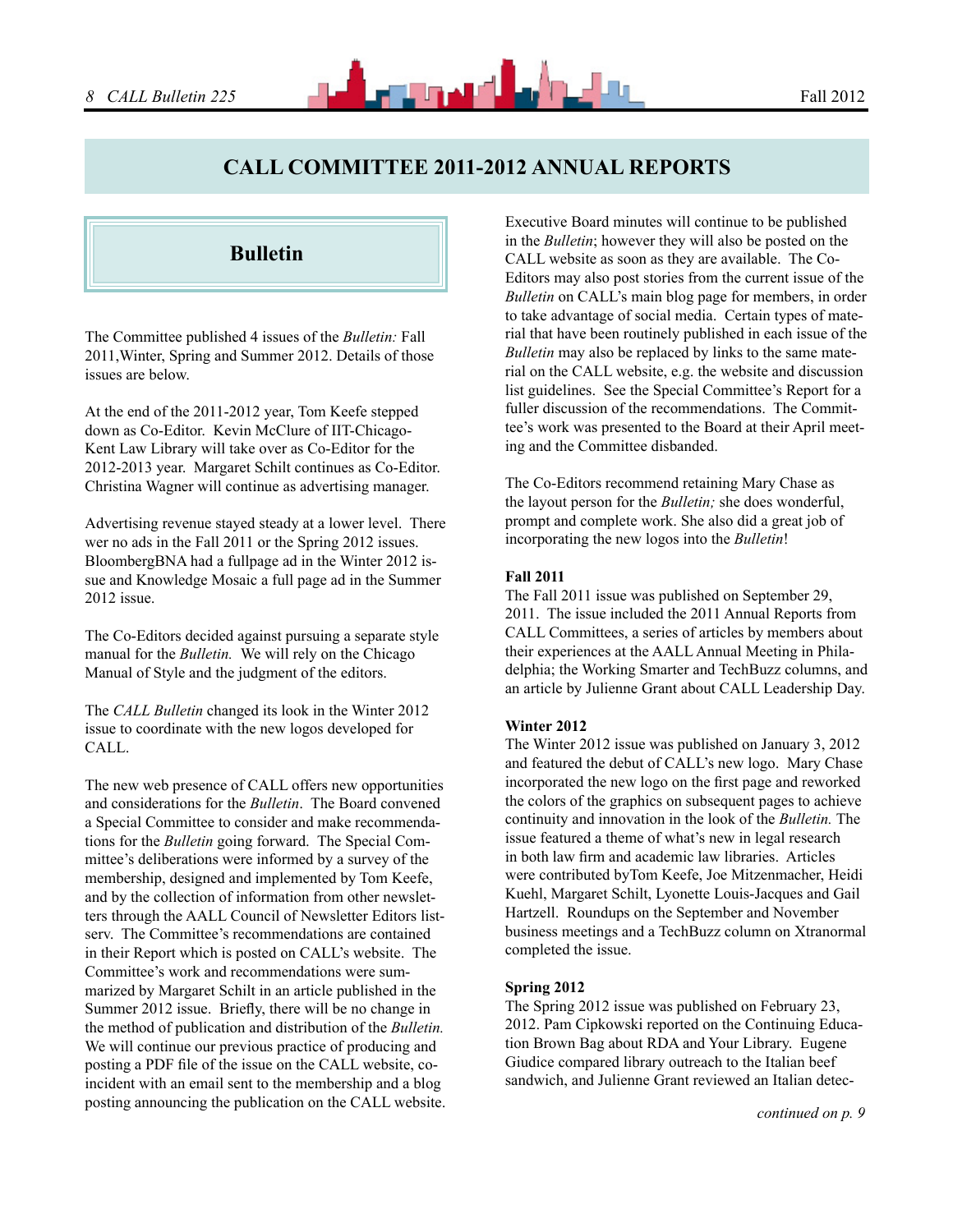# CALL COMMITTEE 2011-2012 ANNUAL REPORTS

## Bulletin

The Committee published 4 issues of the *Bulletin:* Fall 2011,Winter, Spring and Summer 2012. Details of those issues are below.

At the end of the 2011-2012 year, Tom Keefe stepped down as Co-Editor. Kevin McClure of IIT-Chicago-Kent Law Library will take over as Co-Editor for the 2012-2013 year. Margaret Schilt continues as Co-Editor. Christina Wagner will continue as advertising manager.

Advertising revenue stayed steady at a lower level. There wer no ads in the Fall 2011 or the Spring 2012 issues. BloombergBNA had a fullpage ad in the Winter 2012 issue and Knowledge Mosaic a full page ad in the Summer 2012 issue.

The Co-Editors decided against pursuing a separate style manual for the *Bulletin.* We will rely on the Chicago Manual of Style and the judgment of the editors.

The *CALL Bulletin* changed its look in the Winter 2012 issue to coordinate with the new logos developed for CALL.

The new web presence of CALL offers new opportunities and considerations for the *Bulletin*. The Board convened a Special Committee to consider and make recommendations for the *Bulletin* going forward. The Special Committee's deliberations were informed by a survey of the membership, designed and implemented by Tom Keefe, and by the collection of information from other newsletters through the AALL Council of Newsletter Editors listserv. The Committee's recommendations are contained in their Report which is posted on CALL's website. The Committee's work and recommendations were summarized by Margaret Schilt in an article published in the Summer 2012 issue. Briefly, there will be no change in the method of publication and distribution of the *Bulletin.* We will continue our previous practice of producing and posting a PDF file of the issue on the CALL website, coincident with an email sent to the membership and a blog posting announcing the publication on the CALL website. Executive Board minutes will continue to be published in the *Bulletin*; however they will also be posted on the CALL website as soon as they are available. The Co-Editors may also post stories from the current issue of the *Bulletin* on CALL's main blog page for members, in order to take advantage of social media. Certain types of material that have been routinely published in each issue of the *Bulletin* may also be replaced by links to the same material on the CALL website, e.g. the website and discussion list guidelines. See the Special Committee's Report for a fuller discussion of the recommendations. The Committee's work was presented to the Board at their April meeting and the Committee disbanded.

The Co-Editors recommend retaining Mary Chase as the layout person for the *Bulletin;* she does wonderful, prompt and complete work. She also did a great job of incorporating the new logos into the *Bulletin*!

**Fall 2011**
The Fall 2011 issue was published on September 29, 2011. The issue included the 2011 Annual Reports from CALL Committees, a series of articles by members about their experiences at the AALL Annual Meeting in Philadelphia; the Working Smarter and TechBuzz columns, and an article by Julienne Grant about CALL Leadership Day.

**Winter 2012**
The Winter 2012 issue was published on January 3, 2012 and featured the debut of CALL's new logo. Mary Chase incorporated the new logo on the first page and reworked the colors of the graphics on subsequent pages to achieve continuity and innovation in the look of the *Bulletin.* The issue featured a theme of what's new in legal research in both law firm and academic law libraries. Articles were contributed byTom Keefe, Joe Mitzenmacher, Heidi Kuehl, Margaret Schilt, Lyonette Louis-Jacques and Gail Hartzell. Roundups on the September and November business meetings and a TechBuzz column on Xtranormal completed the issue.

**Spring 2012**
The Spring 2012 issue was published on February 23, 2012. Pam Cipkowski reported on the Continuing Education Brown Bag about RDA and Your Library. Eugene Giudice compared library outreach to the Italian beef sandwich, and Julienne Grant reviewed an Italian detec-

*continued on p. 9*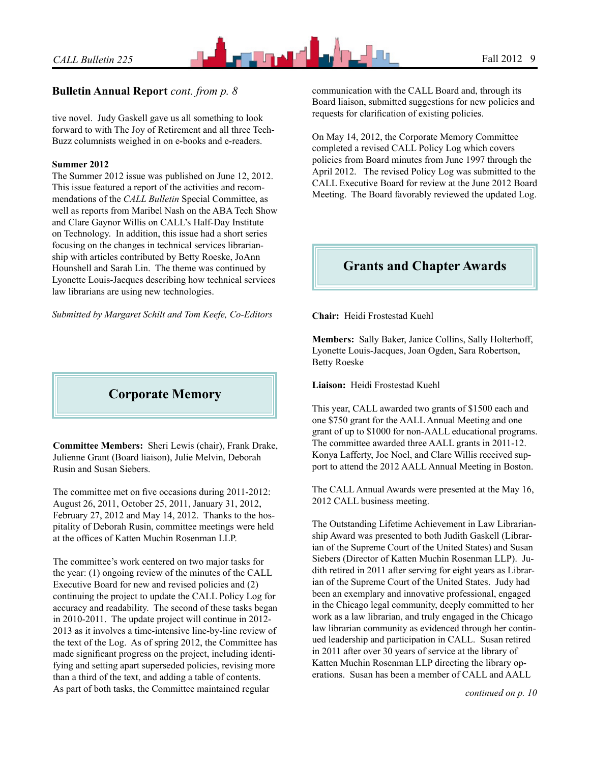**Bulletin Annual Report** *cont. from p. 8*

tive novel. Judy Gaskell gave us all something to look forward to with The Joy of Retirement and all three Tech-Buzz columnists weighed in on e-books and e-readers.

**Summer 2012**

The Summer 2012 issue was published on June 12, 2012. This issue featured a report of the activities and recommendations of the *CALL Bulletin* Special Committee, as well as reports from Maribel Nash on the ABA Tech Show and Clare Gaynor Willis on CALL's Half-Day Institute on Technology. In addition, this issue had a short series focusing on the changes in technical services librarianship with articles contributed by Betty Roeske, JoAnn Hounshell and Sarah Lin. The theme was continued by Lyonette Louis-Jacques describing how technical services law librarians are using new technologies.

*Submitted by Margaret Schilt and Tom Keefe, Co-Editors*

## Corporate Memory

**Committee Members:** Sheri Lewis (chair), Frank Drake, Julienne Grant (Board liaison), Julie Melvin, Deborah Rusin and Susan Siebers.

The committee met on five occasions during 2011-2012: August 26, 2011, October 25, 2011, January 31, 2012, February 27, 2012 and May 14, 2012. Thanks to the hospitality of Deborah Rusin, committee meetings were held at the offices of Katten Muchin Rosenman LLP.

The committee's work centered on two major tasks for the year: (1) ongoing review of the minutes of the CALL Executive Board for new and revised policies and (2) continuing the project to update the CALL Policy Log for accuracy and readability. The second of these tasks began in 2010-2011. The update project will continue in 2012-2013 as it involves a time-intensive line-by-line review of the text of the Log. As of spring 2012, the Committee has made significant progress on the project, including identifying and setting apart superseded policies, revising more than a third of the text, and adding a table of contents. As part of both tasks, the Committee maintained regular communication with the CALL Board and, through its Board liaison, submitted suggestions for new policies and requests for clarification of existing policies.

On May 14, 2012, the Corporate Memory Committee completed a revised CALL Policy Log which covers policies from Board minutes from June 1997 through the April 2012. The revised Policy Log was submitted to the CALL Executive Board for review at the June 2012 Board Meeting. The Board favorably reviewed the updated Log.

## Grants and Chapter Awards

**Chair:** Heidi Frostestad Kuehl

**Members:** Sally Baker, Janice Collins, Sally Holterhoff, Lyonette Louis-Jacques, Joan Ogden, Sara Robertson, Betty Roeske

**Liaison:** Heidi Frostestad Kuehl

This year, CALL awarded two grants of $1500 each and one $750 grant for the AALL Annual Meeting and one grant of up to $1000 for non-AALL educational programs. The committee awarded three AALL grants in 2011-12. Konya Lafferty, Joe Noel, and Clare Willis received support to attend the 2012 AALL Annual Meeting in Boston.

The CALL Annual Awards were presented at the May 16, 2012 CALL business meeting.

The Outstanding Lifetime Achievement in Law Librarianship Award was presented to both Judith Gaskell (Librarian of the Supreme Court of the United States) and Susan Siebers (Director of Katten Muchin Rosenman LLP). Judith retired in 2011 after serving for eight years as Librarian of the Supreme Court of the United States. Judy had been an exemplary and innovative professional, engaged in the Chicago legal community, deeply committed to her work as a law librarian, and truly engaged in the Chicago law librarian community as evidenced through her continued leadership and participation in CALL. Susan retired in 2011 after over 30 years of service at the library of Katten Muchin Rosenman LLP directing the library operations. Susan has been a member of CALL and AALL

*continued on p. 10*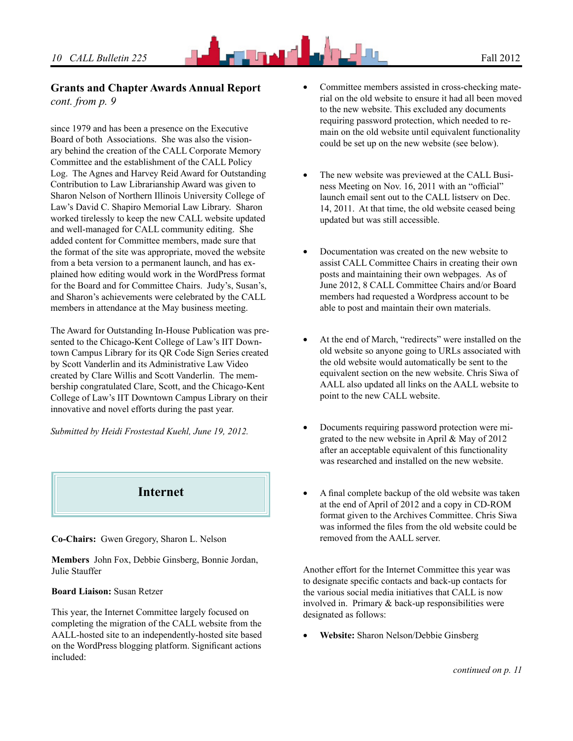## Grants and Chapter Awards Annual Report

*cont. from p. 9*

since 1979 and has been a presence on the Executive Board of both Associations. She was also the visionary behind the creation of the CALL Corporate Memory Committee and the establishment of the CALL Policy Log. The Agnes and Harvey Reid Award for Outstanding Contribution to Law Librarianship Award was given to Sharon Nelson of Northern Illinois University College of Law's David C. Shapiro Memorial Law Library. Sharon worked tirelessly to keep the new CALL website updated and well-managed for CALL community editing. She added content for Committee members, made sure that the format of the site was appropriate, moved the website from a beta version to a permanent launch, and has explained how editing would work in the WordPress format for the Board and for Committee Chairs. Judy's, Susan's, and Sharon's achievements were celebrated by the CALL members in attendance at the May business meeting.

The Award for Outstanding In-House Publication was presented to the Chicago-Kent College of Law's IIT Downtown Campus Library for its QR Code Sign Series created by Scott Vanderlin and its Administrative Law Video created by Clare Willis and Scott Vanderlin. The membership congratulated Clare, Scott, and the Chicago-Kent College of Law's IIT Downtown Campus Library on their innovative and novel efforts during the past year.

*Submitted by Heidi Frostestad Kuehl, June 19, 2012.*

## Internet

**Co-Chairs:** Gwen Gregory, Sharon L. Nelson

**Members** John Fox, Debbie Ginsberg, Bonnie Jordan, Julie Stauffer

**Board Liaison:** Susan Retzer

This year, the Internet Committee largely focused on completing the migration of the CALL website from the AALL-hosted site to an independently-hosted site based on the WordPress blogging platform. Significant actions included:

- Committee members assisted in cross-checking material on the old website to ensure it had all been moved to the new website. This excluded any documents requiring password protection, which needed to remain on the old website until equivalent functionality could be set up on the new website (see below).

- The new website was previewed at the CALL Business Meeting on Nov. 16, 2011 with an "official" launch email sent out to the CALL listserv on Dec. 14, 2011. At that time, the old website ceased being updated but was still accessible.

- Documentation was created on the new website to assist CALL Committee Chairs in creating their own posts and maintaining their own webpages. As of June 2012, 8 CALL Committee Chairs and/or Board members had requested a Wordpress account to be able to post and maintain their own materials.

- At the end of March, "redirects" were installed on the old website so anyone going to URLs associated with the old website would automatically be sent to the equivalent section on the new website. Chris Siwa of AALL also updated all links on the AALL website to point to the new CALL website.

- Documents requiring password protection were migrated to the new website in April & May of 2012 after an acceptable equivalent of this functionality was researched and installed on the new website.

- A final complete backup of the old website was taken at the end of April of 2012 and a copy in CD-ROM format given to the Archives Committee. Chris Siwa was informed the files from the old website could be removed from the AALL server.

Another effort for the Internet Committee this year was to designate specific contacts and back-up contacts for the various social media initiatives that CALL is now involved in. Primary & back-up responsibilities were designated as follows:

- **Website:** Sharon Nelson/Debbie Ginsberg

*continued on p. 11*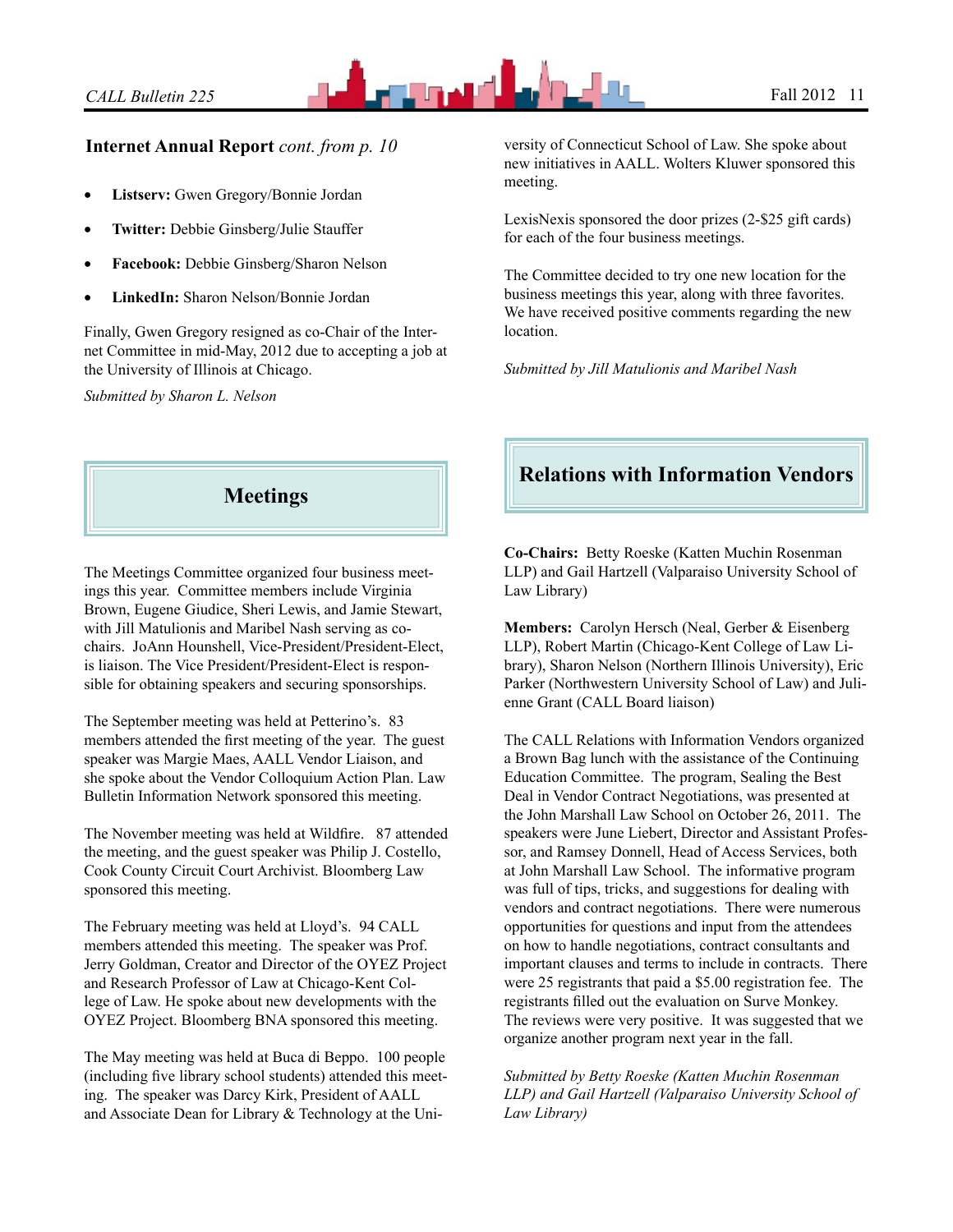**Internet Annual Report** *cont. from p. 10*

- **Listserv:** Gwen Gregory/Bonnie Jordan
- **Twitter:** Debbie Ginsberg/Julie Stauffer
- **Facebook:** Debbie Ginsberg/Sharon Nelson
- **LinkedIn:** Sharon Nelson/Bonnie Jordan

Finally, Gwen Gregory resigned as co-Chair of the Internet Committee in mid-May, 2012 due to accepting a job at the University of Illinois at Chicago.

*Submitted by Sharon L. Nelson*

## Meetings

The Meetings Committee organized four business meetings this year. Committee members include Virginia Brown, Eugene Giudice, Sheri Lewis, and Jamie Stewart, with Jill Matulionis and Maribel Nash serving as co-chairs. JoAnn Hounshell, Vice-President/President-Elect, is liaison. The Vice President/President-Elect is responsible for obtaining speakers and securing sponsorships.

The September meeting was held at Petterino's. 83 members attended the first meeting of the year. The guest speaker was Margie Maes, AALL Vendor Liaison, and she spoke about the Vendor Colloquium Action Plan. Law Bulletin Information Network sponsored this meeting.

The November meeting was held at Wildfire. 87 attended the meeting, and the guest speaker was Philip J. Costello, Cook County Circuit Court Archivist. Bloomberg Law sponsored this meeting.

The February meeting was held at Lloyd's. 94 CALL members attended this meeting. The speaker was Prof. Jerry Goldman, Creator and Director of the OYEZ Project and Research Professor of Law at Chicago-Kent College of Law. He spoke about new developments with the OYEZ Project. Bloomberg BNA sponsored this meeting.

The May meeting was held at Buca di Beppo. 100 people (including five library school students) attended this meeting. The speaker was Darcy Kirk, President of AALL and Associate Dean for Library & Technology at the University of Connecticut School of Law. She spoke about new initiatives in AALL. Wolters Kluwer sponsored this meeting.

LexisNexis sponsored the door prizes (2-$25 gift cards) for each of the four business meetings.

The Committee decided to try one new location for the business meetings this year, along with three favorites. We have received positive comments regarding the new location.

*Submitted by Jill Matulionis and Maribel Nash*

## Relations with Information Vendors

**Co-Chairs:** Betty Roeske (Katten Muchin Rosenman LLP) and Gail Hartzell (Valparaiso University School of Law Library)

**Members:** Carolyn Hersch (Neal, Gerber & Eisenberg LLP), Robert Martin (Chicago-Kent College of Law Library), Sharon Nelson (Northern Illinois University), Eric Parker (Northwestern University School of Law) and Julienne Grant (CALL Board liaison)

The CALL Relations with Information Vendors organized a Brown Bag lunch with the assistance of the Continuing Education Committee. The program, Sealing the Best Deal in Vendor Contract Negotiations, was presented at the John Marshall Law School on October 26, 2011. The speakers were June Liebert, Director and Assistant Professor, and Ramsey Donnell, Head of Access Services, both at John Marshall Law School. The informative program was full of tips, tricks, and suggestions for dealing with vendors and contract negotiations. There were numerous opportunities for questions and input from the attendees on how to handle negotiations, contract consultants and important clauses and terms to include in contracts. There were 25 registrants that paid a $5.00 registration fee. The registrants filled out the evaluation on Surve Monkey. The reviews were very positive. It was suggested that we organize another program next year in the fall.

*Submitted by Betty Roeske (Katten Muchin Rosenman LLP) and Gail Hartzell (Valparaiso University School of Law Library)*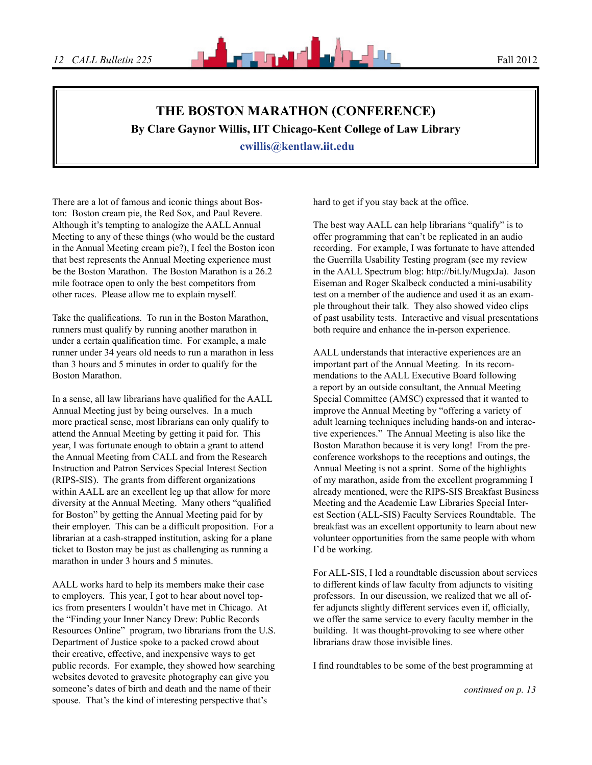# THE BOSTON MARATHON (CONFERENCE)

**By Clare Gaynor Willis, IIT Chicago-Kent College of Law Library**

**cwillis@kentlaw.iit.edu**

There are a lot of famous and iconic things about Boston: Boston cream pie, the Red Sox, and Paul Revere. Although it's tempting to analogize the AALL Annual Meeting to any of these things (who would be the custard in the Annual Meeting cream pie?), I feel the Boston icon that best represents the Annual Meeting experience must be the Boston Marathon. The Boston Marathon is a 26.2 mile footrace open to only the best competitors from other races. Please allow me to explain myself.

Take the qualifications. To run in the Boston Marathon, runners must qualify by running another marathon in under a certain qualification time. For example, a male runner under 34 years old needs to run a marathon in less than 3 hours and 5 minutes in order to qualify for the Boston Marathon.

In a sense, all law librarians have qualified for the AALL Annual Meeting just by being ourselves. In a much more practical sense, most librarians can only qualify to attend the Annual Meeting by getting it paid for. This year, I was fortunate enough to obtain a grant to attend the Annual Meeting from CALL and from the Research Instruction and Patron Services Special Interest Section (RIPS-SIS). The grants from different organizations within AALL are an excellent leg up that allow for more diversity at the Annual Meeting. Many others "qualified for Boston" by getting the Annual Meeting paid for by their employer. This can be a difficult proposition. For a librarian at a cash-strapped institution, asking for a plane ticket to Boston may be just as challenging as running a marathon in under 3 hours and 5 minutes.

AALL works hard to help its members make their case to employers. This year, I got to hear about novel topics from presenters I wouldn't have met in Chicago. At the "Finding your Inner Nancy Drew: Public Records Resources Online" program, two librarians from the U.S. Department of Justice spoke to a packed crowd about their creative, effective, and inexpensive ways to get public records. For example, they showed how searching websites devoted to gravesite photography can give you someone's dates of birth and death and the name of their spouse. That's the kind of interesting perspective that's hard to get if you stay back at the office.

The best way AALL can help librarians "qualify" is to offer programming that can't be replicated in an audio recording. For example, I was fortunate to have attended the Guerrilla Usability Testing program (see my review in the AALL Spectrum blog: http://bit.ly/MugxJa). Jason Eiseman and Roger Skalbeck conducted a mini-usability test on a member of the audience and used it as an example throughout their talk. They also showed video clips of past usability tests. Interactive and visual presentations both require and enhance the in-person experience.

AALL understands that interactive experiences are an important part of the Annual Meeting. In its recommendations to the AALL Executive Board following a report by an outside consultant, the Annual Meeting Special Committee (AMSC) expressed that it wanted to improve the Annual Meeting by "offering a variety of adult learning techniques including hands-on and interactive experiences." The Annual Meeting is also like the Boston Marathon because it is very long! From the pre-conference workshops to the receptions and outings, the Annual Meeting is not a sprint. Some of the highlights of my marathon, aside from the excellent programming I already mentioned, were the RIPS-SIS Breakfast Business Meeting and the Academic Law Libraries Special Interest Section (ALL-SIS) Faculty Services Roundtable. The breakfast was an excellent opportunity to learn about new volunteer opportunities from the same people with whom I'd be working.

For ALL-SIS, I led a roundtable discussion about services to different kinds of law faculty from adjuncts to visiting professors. In our discussion, we realized that we all offer adjuncts slightly different services even if, officially, we offer the same service to every faculty member in the building. It was thought-provoking to see where other librarians draw those invisible lines.

I find roundtables to be some of the best programming at

*continued on p. 13*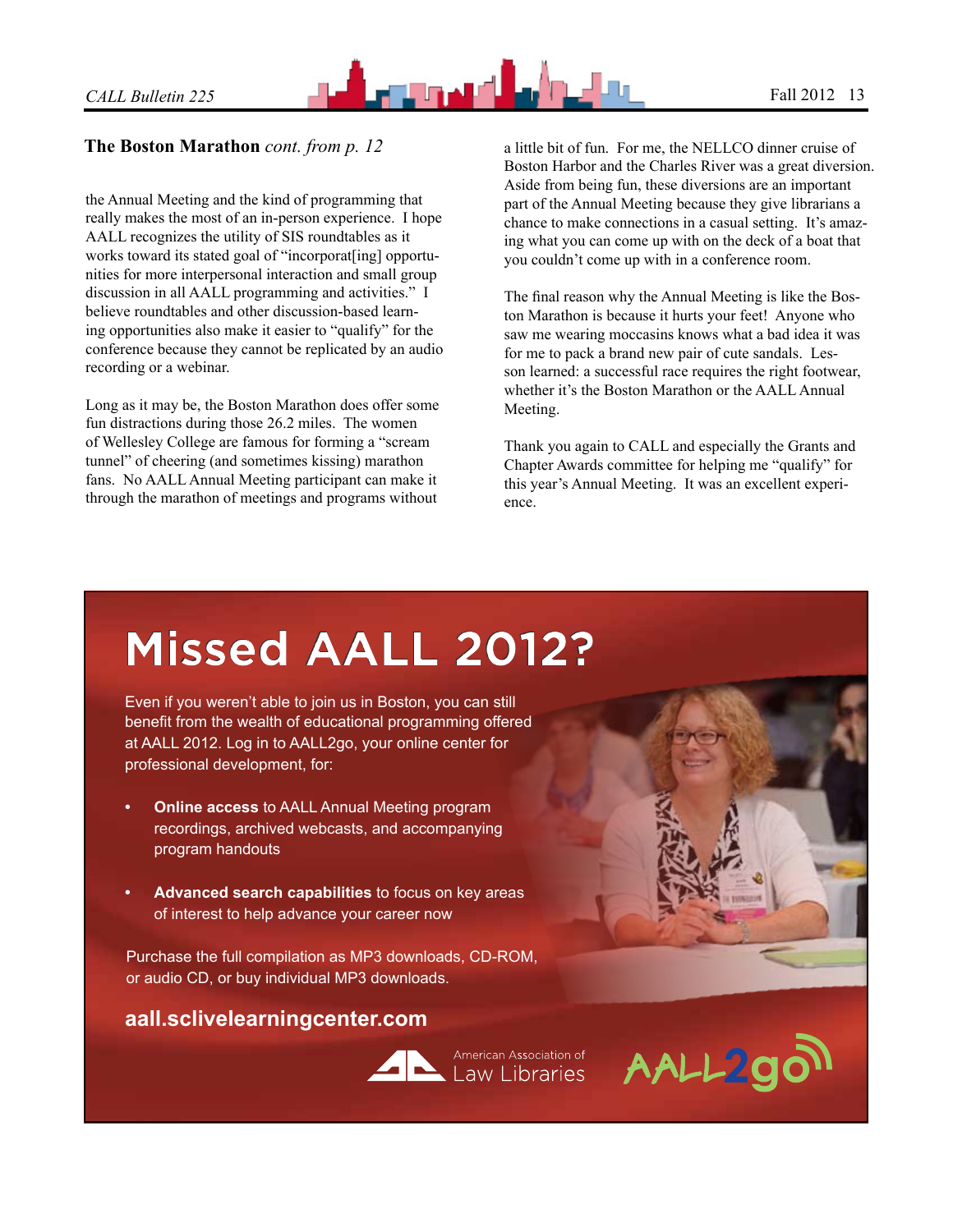## The Boston Marathon *cont. from p. 12*

the Annual Meeting and the kind of programming that really makes the most of an in-person experience. I hope AALL recognizes the utility of SIS roundtables as it works toward its stated goal of "incorporat[ing] opportunities for more interpersonal interaction and small group discussion in all AALL programming and activities." I believe roundtables and other discussion-based learning opportunities also make it easier to "qualify" for the conference because they cannot be replicated by an audio recording or a webinar.

Long as it may be, the Boston Marathon does offer some fun distractions during those 26.2 miles. The women of Wellesley College are famous for forming a "scream tunnel" of cheering (and sometimes kissing) marathon fans. No AALL Annual Meeting participant can make it through the marathon of meetings and programs without a little bit of fun. For me, the NELLCO dinner cruise of Boston Harbor and the Charles River was a great diversion. Aside from being fun, these diversions are an important part of the Annual Meeting because they give librarians a chance to make connections in a casual setting. It's amazing what you can come up with on the deck of a boat that you couldn't come up with in a conference room.

The final reason why the Annual Meeting is like the Boston Marathon is because it hurts your feet! Anyone who saw me wearing moccasins knows what a bad idea it was for me to pack a brand new pair of cute sandals. Lesson learned: a successful race requires the right footwear, whether it's the Boston Marathon or the AALL Annual Meeting.

Thank you again to CALL and especially the Grants and Chapter Awards committee for helping me "qualify" for this year's Annual Meeting. It was an excellent experience.

# Missed AALL 2012?

Even if you weren't able to join us in Boston, you can still benefit from the wealth of educational programming offered at AALL 2012. Log in to AALL2go, your online center for professional development, for:

- **Online access** to AALL Annual Meeting program recordings, archived webcasts, and accompanying program handouts
- **Advanced search capabilities** to focus on key areas of interest to help advance your career now

Purchase the full compilation as MP3 downloads, CD-ROM, or audio CD, or buy individual MP3 downloads.

**aall.sclivelearningcenter.com**

American Association of Law Libraries

AALL2go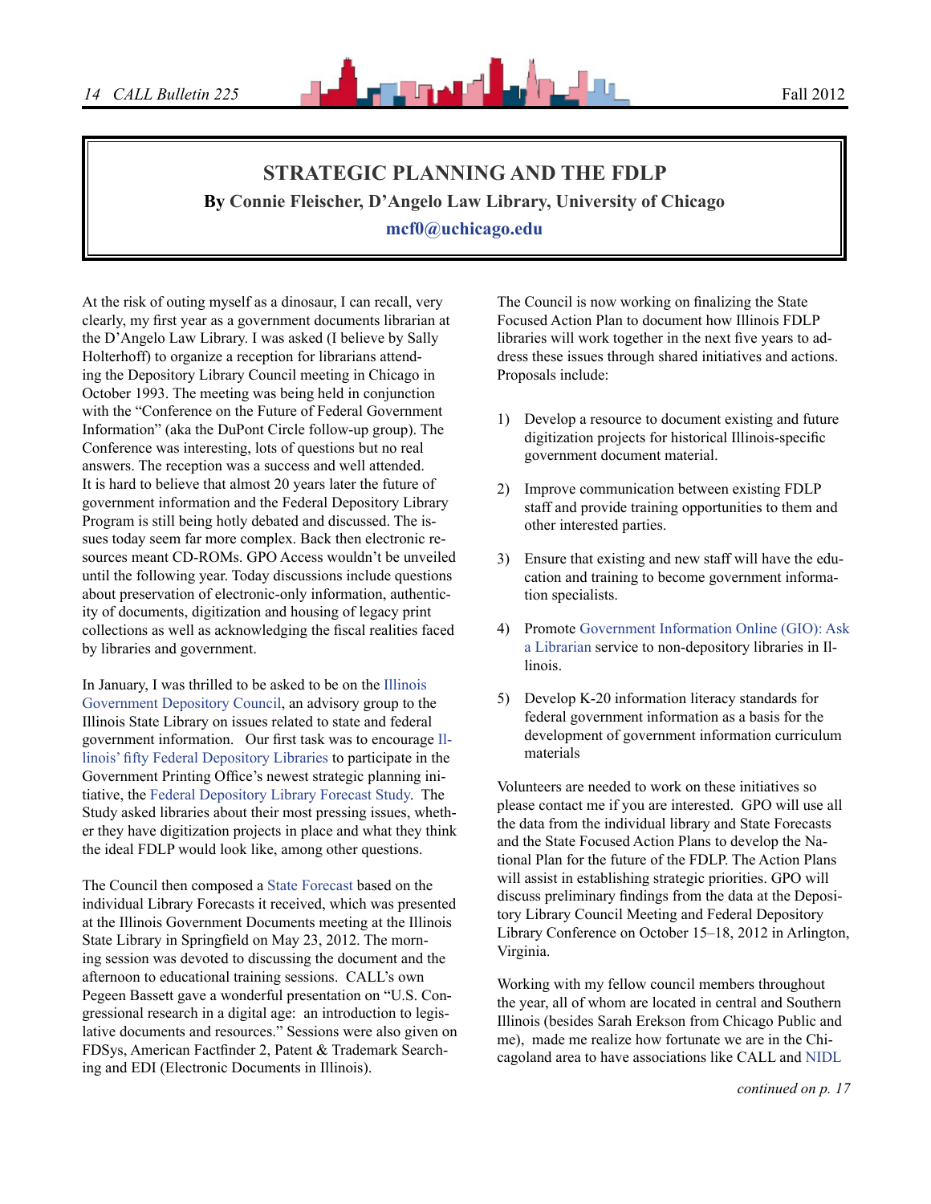## STRATEGIC PLANNING AND THE FDLP

**By Connie Fleischer, D'Angelo Law Library, University of Chicago**

**mcf0@uchicago.edu**

At the risk of outing myself as a dinosaur, I can recall, very clearly, my first year as a government documents librarian at the D'Angelo Law Library. I was asked (I believe by Sally Holterhoff) to organize a reception for librarians attending the Depository Library Council meeting in Chicago in October 1993. The meeting was being held in conjunction with the "Conference on the Future of Federal Government Information" (aka the DuPont Circle follow-up group). The Conference was interesting, lots of questions but no real answers. The reception was a success and well attended. It is hard to believe that almost 20 years later the future of government information and the Federal Depository Library Program is still being hotly debated and discussed. The issues today seem far more complex. Back then electronic resources meant CD-ROMs. GPO Access wouldn't be unveiled until the following year. Today discussions include questions about preservation of electronic-only information, authenticity of documents, digitization and housing of legacy print collections as well as acknowledging the fiscal realities faced by libraries and government.

In January, I was thrilled to be asked to be on the Illinois Government Depository Council, an advisory group to the Illinois State Library on issues related to state and federal government information. Our first task was to encourage Illinois' fifty Federal Depository Libraries to participate in the Government Printing Office's newest strategic planning initiative, the Federal Depository Library Forecast Study. The Study asked libraries about their most pressing issues, whether they have digitization projects in place and what they think the ideal FDLP would look like, among other questions.

The Council then composed a State Forecast based on the individual Library Forecasts it received, which was presented at the Illinois Government Documents meeting at the Illinois State Library in Springfield on May 23, 2012. The morning session was devoted to discussing the document and the afternoon to educational training sessions. CALL's own Pegeen Bassett gave a wonderful presentation on "U.S. Congressional research in a digital age: an introduction to legislative documents and resources." Sessions were also given on FDSys, American Factfinder 2, Patent & Trademark Searching and EDI (Electronic Documents in Illinois).

The Council is now working on finalizing the State Focused Action Plan to document how Illinois FDLP libraries will work together in the next five years to address these issues through shared initiatives and actions. Proposals include:

1) Develop a resource to document existing and future digitization projects for historical Illinois-specific government document material.

2) Improve communication between existing FDLP staff and provide training opportunities to them and other interested parties.

3) Ensure that existing and new staff will have the education and training to become government information specialists.

4) Promote Government Information Online (GIO): Ask a Librarian service to non-depository libraries in Illinois.

5) Develop K-20 information literacy standards for federal government information as a basis for the development of government information curriculum materials

Volunteers are needed to work on these initiatives so please contact me if you are interested. GPO will use all the data from the individual library and State Forecasts and the State Focused Action Plans to develop the National Plan for the future of the FDLP. The Action Plans will assist in establishing strategic priorities. GPO will discuss preliminary findings from the data at the Depository Library Council Meeting and Federal Depository Library Conference on October 15–18, 2012 in Arlington, Virginia.

Working with my fellow council members throughout the year, all of whom are located in central and Southern Illinois (besides Sarah Erekson from Chicago Public and me), made me realize how fortunate we are in the Chicagoland area to have associations like CALL and NIDL

*continued on p. 17*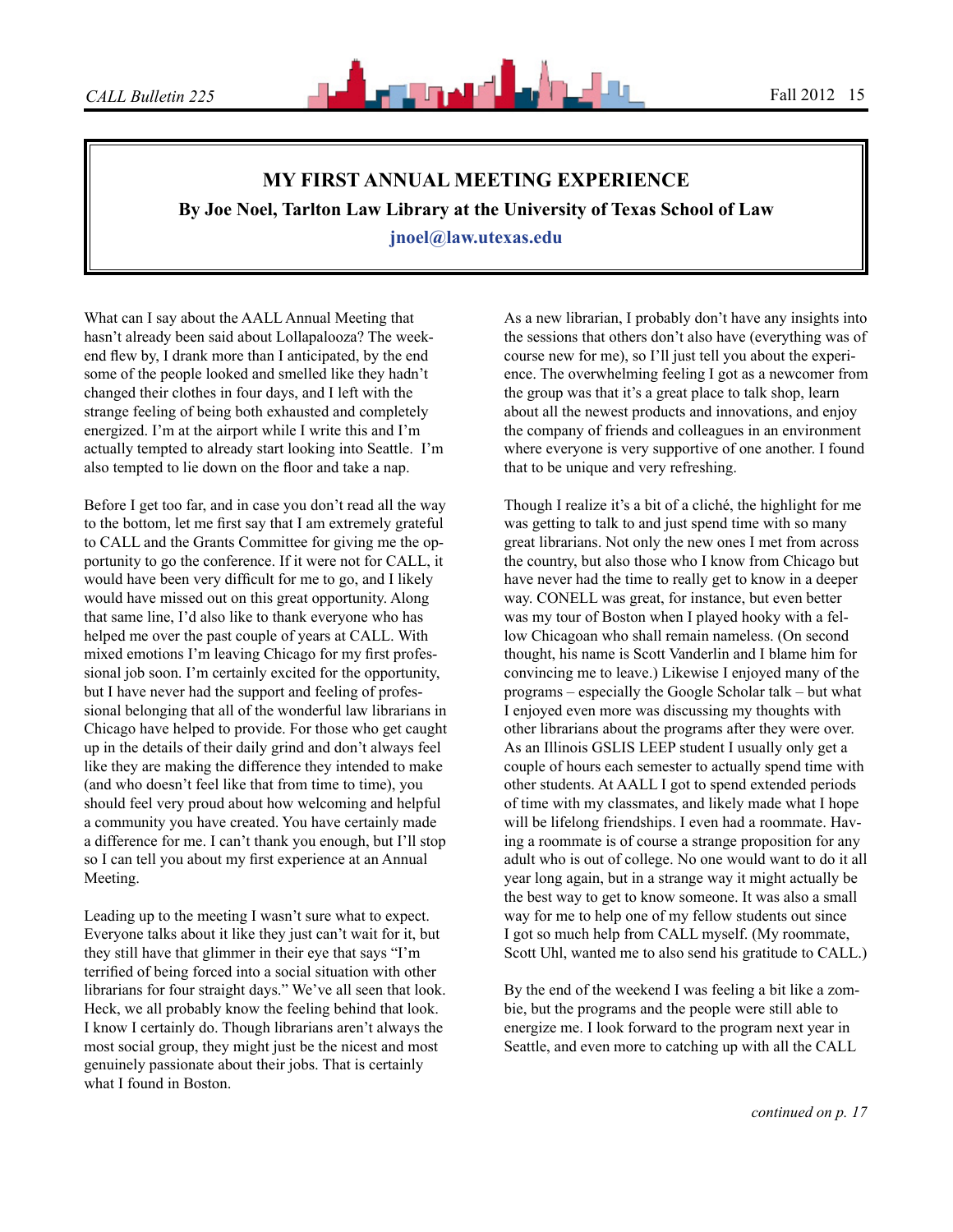# MY FIRST ANNUAL MEETING EXPERIENCE

**By Joe Noel, Tarlton Law Library at the University of Texas School of Law**

**jnoel@law.utexas.edu**

What can I say about the AALL Annual Meeting that hasn't already been said about Lollapalooza? The weekend flew by, I drank more than I anticipated, by the end some of the people looked and smelled like they hadn't changed their clothes in four days, and I left with the strange feeling of being both exhausted and completely energized. I'm at the airport while I write this and I'm actually tempted to already start looking into Seattle. I'm also tempted to lie down on the floor and take a nap.

Before I get too far, and in case you don't read all the way to the bottom, let me first say that I am extremely grateful to CALL and the Grants Committee for giving me the opportunity to go the conference. If it were not for CALL, it would have been very difficult for me to go, and I likely would have missed out on this great opportunity. Along that same line, I'd also like to thank everyone who has helped me over the past couple of years at CALL. With mixed emotions I'm leaving Chicago for my first professional job soon. I'm certainly excited for the opportunity, but I have never had the support and feeling of professional belonging that all of the wonderful law librarians in Chicago have helped to provide. For those who get caught up in the details of their daily grind and don't always feel like they are making the difference they intended to make (and who doesn't feel like that from time to time), you should feel very proud about how welcoming and helpful a community you have created. You have certainly made a difference for me. I can't thank you enough, but I'll stop so I can tell you about my first experience at an Annual Meeting.

Leading up to the meeting I wasn't sure what to expect. Everyone talks about it like they just can't wait for it, but they still have that glimmer in their eye that says "I'm terrified of being forced into a social situation with other librarians for four straight days." We've all seen that look. Heck, we all probably know the feeling behind that look. I know I certainly do. Though librarians aren't always the most social group, they might just be the nicest and most genuinely passionate about their jobs. That is certainly what I found in Boston.

As a new librarian, I probably don't have any insights into the sessions that others don't also have (everything was of course new for me), so I'll just tell you about the experience. The overwhelming feeling I got as a newcomer from the group was that it's a great place to talk shop, learn about all the newest products and innovations, and enjoy the company of friends and colleagues in an environment where everyone is very supportive of one another. I found that to be unique and very refreshing.

Though I realize it's a bit of a cliché, the highlight for me was getting to talk to and just spend time with so many great librarians. Not only the new ones I met from across the country, but also those who I know from Chicago but have never had the time to really get to know in a deeper way. CONELL was great, for instance, but even better was my tour of Boston when I played hooky with a fellow Chicagoan who shall remain nameless. (On second thought, his name is Scott Vanderlin and I blame him for convincing me to leave.) Likewise I enjoyed many of the programs – especially the Google Scholar talk – but what I enjoyed even more was discussing my thoughts with other librarians about the programs after they were over. As an Illinois GSLIS LEEP student I usually only get a couple of hours each semester to actually spend time with other students. At AALL I got to spend extended periods of time with my classmates, and likely made what I hope will be lifelong friendships. I even had a roommate. Having a roommate is of course a strange proposition for any adult who is out of college. No one would want to do it all year long again, but in a strange way it might actually be the best way to get to know someone. It was also a small way for me to help one of my fellow students out since I got so much help from CALL myself. (My roommate, Scott Uhl, wanted me to also send his gratitude to CALL.)

By the end of the weekend I was feeling a bit like a zombie, but the programs and the people were still able to energize me. I look forward to the program next year in Seattle, and even more to catching up with all the CALL

*continued on p. 17*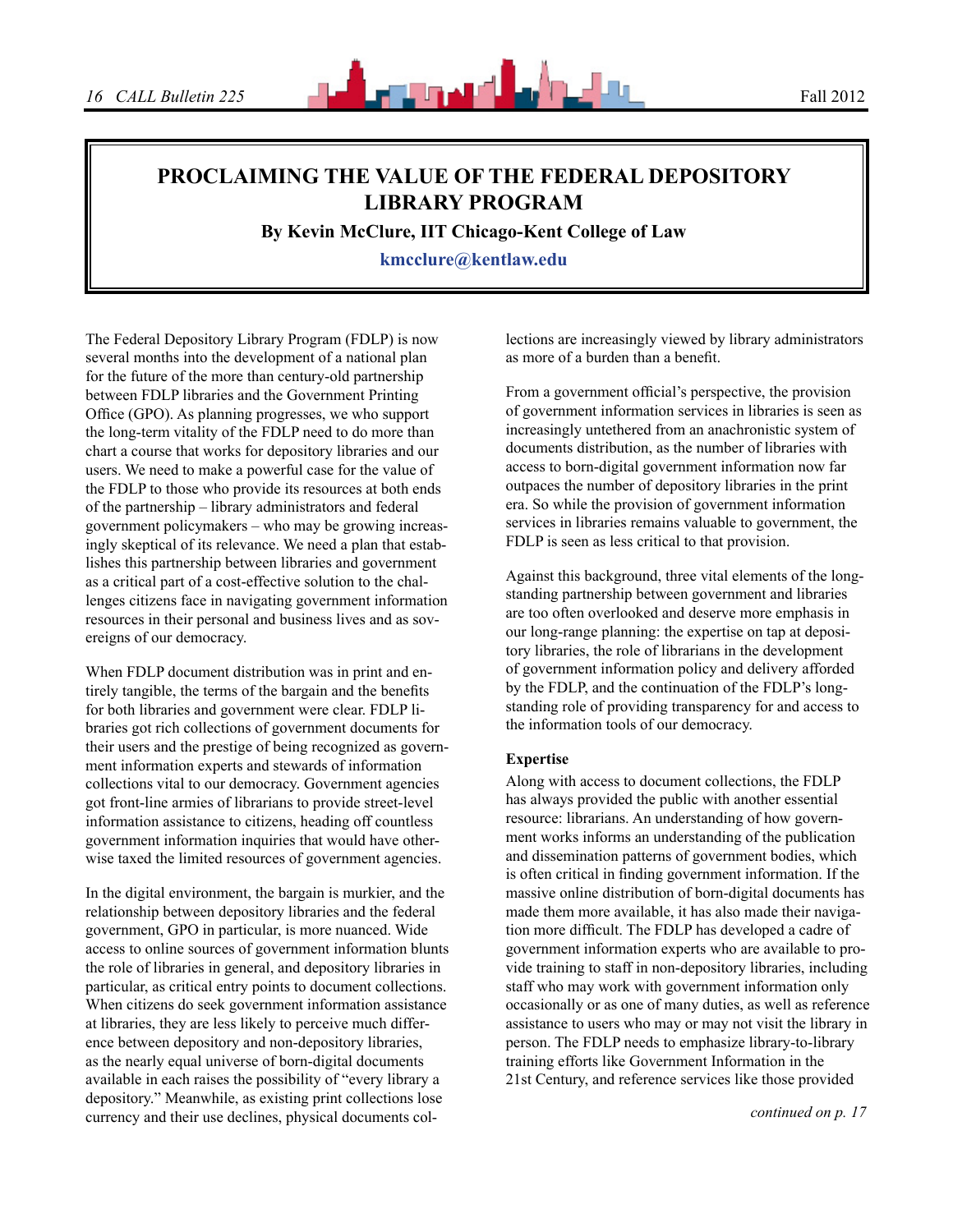# PROCLAIMING THE VALUE OF THE FEDERAL DEPOSITORY LIBRARY PROGRAM

**By Kevin McClure, IIT Chicago-Kent College of Law**

**kmcclure@kentlaw.edu**

The Federal Depository Library Program (FDLP) is now several months into the development of a national plan for the future of the more than century-old partnership between FDLP libraries and the Government Printing Office (GPO). As planning progresses, we who support the long-term vitality of the FDLP need to do more than chart a course that works for depository libraries and our users. We need to make a powerful case for the value of the FDLP to those who provide its resources at both ends of the partnership – library administrators and federal government policymakers – who may be growing increasingly skeptical of its relevance. We need a plan that establishes this partnership between libraries and government as a critical part of a cost-effective solution to the challenges citizens face in navigating government information resources in their personal and business lives and as sovereigns of our democracy.

When FDLP document distribution was in print and entirely tangible, the terms of the bargain and the benefits for both libraries and government were clear. FDLP libraries got rich collections of government documents for their users and the prestige of being recognized as government information experts and stewards of information collections vital to our democracy. Government agencies got front-line armies of librarians to provide street-level information assistance to citizens, heading off countless government information inquiries that would have otherwise taxed the limited resources of government agencies.

In the digital environment, the bargain is murkier, and the relationship between depository libraries and the federal government, GPO in particular, is more nuanced. Wide access to online sources of government information blunts the role of libraries in general, and depository libraries in particular, as critical entry points to document collections. When citizens do seek government information assistance at libraries, they are less likely to perceive much difference between depository and non-depository libraries, as the nearly equal universe of born-digital documents available in each raises the possibility of "every library a depository." Meanwhile, as existing print collections lose currency and their use declines, physical documents collections are increasingly viewed by library administrators as more of a burden than a benefit.

From a government official's perspective, the provision of government information services in libraries is seen as increasingly untethered from an anachronistic system of documents distribution, as the number of libraries with access to born-digital government information now far outpaces the number of depository libraries in the print era. So while the provision of government information services in libraries remains valuable to government, the FDLP is seen as less critical to that provision.

Against this background, three vital elements of the longstanding partnership between government and libraries are too often overlooked and deserve more emphasis in our long-range planning: the expertise on tap at depository libraries, the role of librarians in the development of government information policy and delivery afforded by the FDLP, and the continuation of the FDLP's longstanding role of providing transparency for and access to the information tools of our democracy.

**Expertise**

Along with access to document collections, the FDLP has always provided the public with another essential resource: librarians. An understanding of how government works informs an understanding of the publication and dissemination patterns of government bodies, which is often critical in finding government information. If the massive online distribution of born-digital documents has made them more available, it has also made their navigation more difficult. The FDLP has developed a cadre of government information experts who are available to provide training to staff in non-depository libraries, including staff who may work with government information only occasionally or as one of many duties, as well as reference assistance to users who may or may not visit the library in person. The FDLP needs to emphasize library-to-library training efforts like Government Information in the 21st Century, and reference services like those provided

*continued on p. 17*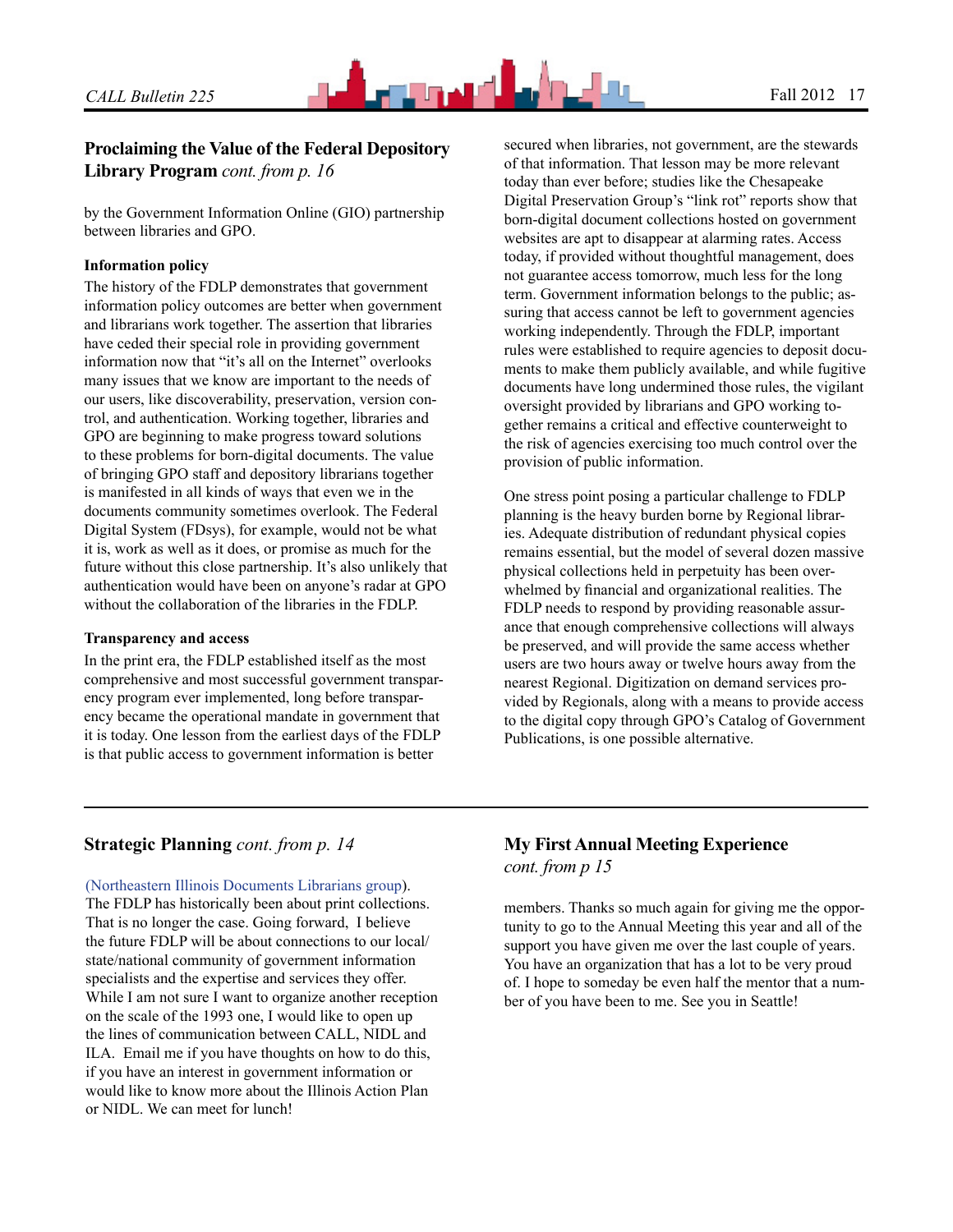## Proclaiming the Value of the Federal Depository Library Program *cont. from p. 16*

by the Government Information Online (GIO) partnership between libraries and GPO.

**Information policy**

The history of the FDLP demonstrates that government information policy outcomes are better when government and librarians work together. The assertion that libraries have ceded their special role in providing government information now that "it's all on the Internet" overlooks many issues that we know are important to the needs of our users, like discoverability, preservation, version control, and authentication. Working together, libraries and GPO are beginning to make progress toward solutions to these problems for born-digital documents. The value of bringing GPO staff and depository librarians together is manifested in all kinds of ways that even we in the documents community sometimes overlook. The Federal Digital System (FDsys), for example, would not be what it is, work as well as it does, or promise as much for the future without this close partnership. It's also unlikely that authentication would have been on anyone's radar at GPO without the collaboration of the libraries in the FDLP.

**Transparency and access**

In the print era, the FDLP established itself as the most comprehensive and most successful government transparency program ever implemented, long before transparency became the operational mandate in government that it is today. One lesson from the earliest days of the FDLP is that public access to government information is better secured when libraries, not government, are the stewards of that information. That lesson may be more relevant today than ever before; studies like the Chesapeake Digital Preservation Group's "link rot" reports show that born-digital document collections hosted on government websites are apt to disappear at alarming rates. Access today, if provided without thoughtful management, does not guarantee access tomorrow, much less for the long term. Government information belongs to the public; assuring that access cannot be left to government agencies working independently. Through the FDLP, important rules were established to require agencies to deposit documents to make them publicly available, and while fugitive documents have long undermined those rules, the vigilant oversight provided by librarians and GPO working together remains a critical and effective counterweight to the risk of agencies exercising too much control over the provision of public information.

One stress point posing a particular challenge to FDLP planning is the heavy burden borne by Regional libraries. Adequate distribution of redundant physical copies remains essential, but the model of several dozen massive physical collections held in perpetuity has been overwhelmed by financial and organizational realities. The FDLP needs to respond by providing reasonable assurance that enough comprehensive collections will always be preserved, and will provide the same access whether users are two hours away or twelve hours away from the nearest Regional. Digitization on demand services provided by Regionals, along with a means to provide access to the digital copy through GPO's Catalog of Government Publications, is one possible alternative.

---

## Strategic Planning *cont. from p. 14*

(Northeastern Illinois Documents Librarians group). The FDLP has historically been about print collections. That is no longer the case. Going forward, I believe the future FDLP will be about connections to our local/state/national community of government information specialists and the expertise and services they offer. While I am not sure I want to organize another reception on the scale of the 1993 one, I would like to open up the lines of communication between CALL, NIDL and ILA. Email me if you have thoughts on how to do this, if you have an interest in government information or would like to know more about the Illinois Action Plan or NIDL. We can meet for lunch!

## My First Annual Meeting Experience *cont. from p 15*

members. Thanks so much again for giving me the opportunity to go to the Annual Meeting this year and all of the support you have given me over the last couple of years. You have an organization that has a lot to be very proud of. I hope to someday be even half the mentor that a number of you have been to me. See you in Seattle!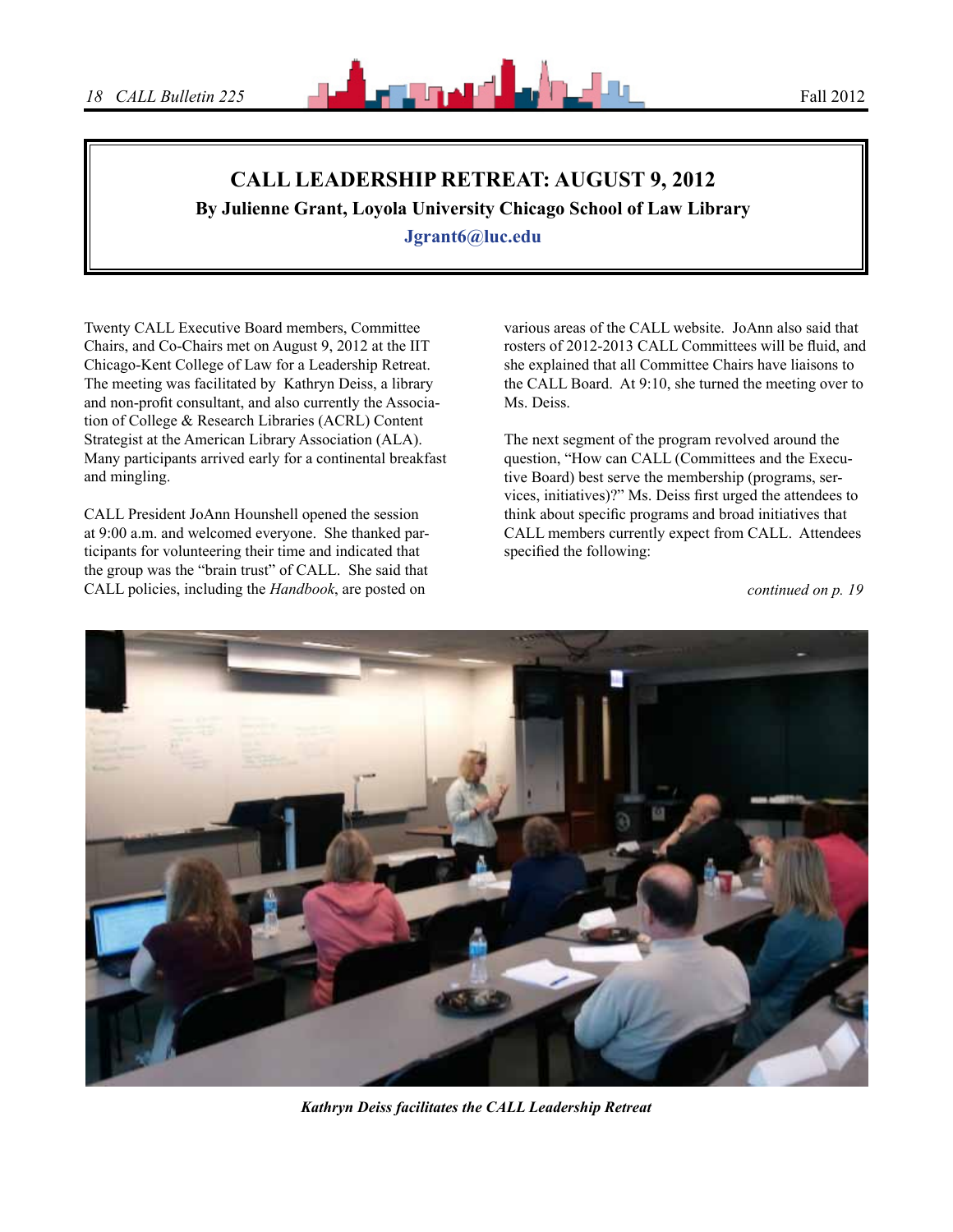# CALL LEADERSHIP RETREAT: AUGUST 9, 2012

**By Julienne Grant, Loyola University Chicago School of Law Library**

**Jgrant6@luc.edu**

Twenty CALL Executive Board members, Committee Chairs, and Co-Chairs met on August 9, 2012 at the IIT Chicago-Kent College of Law for a Leadership Retreat. The meeting was facilitated by Kathryn Deiss, a library and non-profit consultant, and also currently the Association of College & Research Libraries (ACRL) Content Strategist at the American Library Association (ALA). Many participants arrived early for a continental breakfast and mingling.

CALL President JoAnn Hounshell opened the session at 9:00 a.m. and welcomed everyone. She thanked participants for volunteering their time and indicated that the group was the "brain trust" of CALL. She said that CALL policies, including the *Handbook*, are posted on various areas of the CALL website. JoAnn also said that rosters of 2012-2013 CALL Committees will be fluid, and she explained that all Committee Chairs have liaisons to the CALL Board. At 9:10, she turned the meeting over to Ms. Deiss.

The next segment of the program revolved around the question, "How can CALL (Committees and the Executive Board) best serve the membership (programs, services, initiatives)?" Ms. Deiss first urged the attendees to think about specific programs and broad initiatives that CALL members currently expect from CALL. Attendees specified the following:

*continued on p. 19*

***Kathryn Deiss facilitates the CALL Leadership Retreat***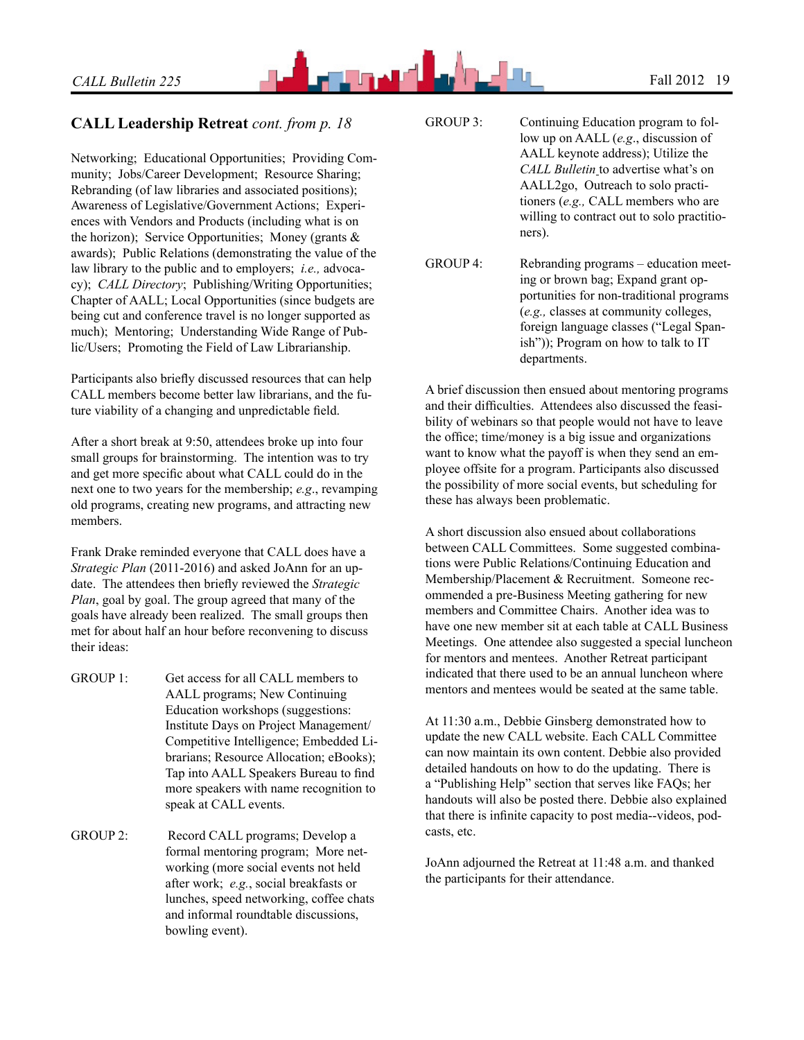## CALL Leadership Retreat *cont. from p. 18*

Networking; Educational Opportunities; Providing Community; Jobs/Career Development; Resource Sharing; Rebranding (of law libraries and associated positions); Awareness of Legislative/Government Actions; Experiences with Vendors and Products (including what is on the horizon); Service Opportunities; Money (grants & awards); Public Relations (demonstrating the value of the law library to the public and to employers; *i.e.,* advocacy); *CALL Directory*; Publishing/Writing Opportunities; Chapter of AALL; Local Opportunities (since budgets are being cut and conference travel is no longer supported as much); Mentoring; Understanding Wide Range of Public/Users; Promoting the Field of Law Librarianship.

Participants also briefly discussed resources that can help CALL members become better law librarians, and the future viability of a changing and unpredictable field.

After a short break at 9:50, attendees broke up into four small groups for brainstorming. The intention was to try and get more specific about what CALL could do in the next one to two years for the membership; *e.g.*, revamping old programs, creating new programs, and attracting new members.

Frank Drake reminded everyone that CALL does have a *Strategic Plan* (2011-2016) and asked JoAnn for an update. The attendees then briefly reviewed the *Strategic Plan*, goal by goal. The group agreed that many of the goals have already been realized. The small groups then met for about half an hour before reconvening to discuss their ideas:

GROUP 1: Get access for all CALL members to AALL programs; New Continuing Education workshops (suggestions: Institute Days on Project Management/ Competitive Intelligence; Embedded Librarians; Resource Allocation; eBooks); Tap into AALL Speakers Bureau to find more speakers with name recognition to speak at CALL events.

GROUP 2: Record CALL programs; Develop a formal mentoring program; More networking (more social events not held after work; *e.g.*, social breakfasts or lunches, speed networking, coffee chats and informal roundtable discussions, bowling event).

GROUP 3: Continuing Education program to follow up on AALL (*e.g*., discussion of AALL keynote address); Utilize the *CALL Bulletin* to advertise what's on AALL2go, Outreach to solo practitioners (*e.g.,* CALL members who are willing to contract out to solo practitioners).

GROUP 4: Rebranding programs – education meeting or brown bag; Expand grant opportunities for non-traditional programs (*e.g.,* classes at community colleges, foreign language classes ("Legal Spanish")); Program on how to talk to IT departments.

A brief discussion then ensued about mentoring programs and their difficulties. Attendees also discussed the feasibility of webinars so that people would not have to leave the office; time/money is a big issue and organizations want to know what the payoff is when they send an employee offsite for a program. Participants also discussed the possibility of more social events, but scheduling for these has always been problematic.

A short discussion also ensued about collaborations between CALL Committees. Some suggested combinations were Public Relations/Continuing Education and Membership/Placement & Recruitment. Someone recommended a pre-Business Meeting gathering for new members and Committee Chairs. Another idea was to have one new member sit at each table at CALL Business Meetings. One attendee also suggested a special luncheon for mentors and mentees. Another Retreat participant indicated that there used to be an annual luncheon where mentors and mentees would be seated at the same table.

At 11:30 a.m., Debbie Ginsberg demonstrated how to update the new CALL website. Each CALL Committee can now maintain its own content. Debbie also provided detailed handouts on how to do the updating. There is a "Publishing Help" section that serves like FAQs; her handouts will also be posted there. Debbie also explained that there is infinite capacity to post media--videos, podcasts, etc.

JoAnn adjourned the Retreat at 11:48 a.m. and thanked the participants for their attendance.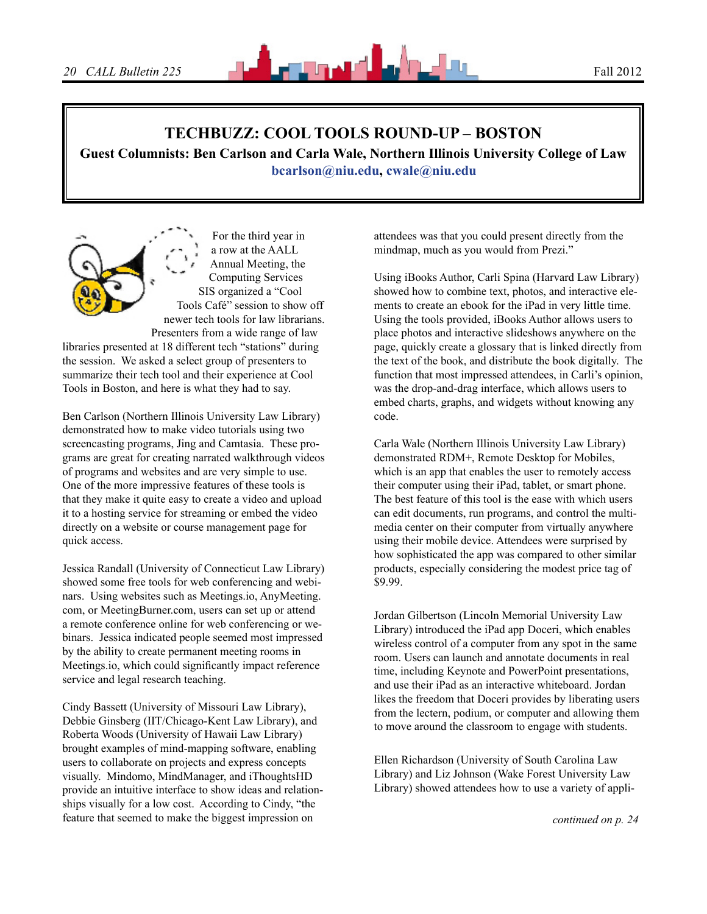# TECHBUZZ: COOL TOOLS ROUND-UP – BOSTON

**Guest Columnists: Ben Carlson and Carla Wale, Northern Illinois University College of Law**
**bcarlson@niu.edu, cwale@niu.edu**

For the third year in a row at the AALL Annual Meeting, the Computing Services SIS organized a "Cool Tools Café" session to show off newer tech tools for law librarians. Presenters from a wide range of law libraries presented at 18 different tech "stations" during the session. We asked a select group of presenters to summarize their tech tool and their experience at Cool Tools in Boston, and here is what they had to say.

Ben Carlson (Northern Illinois University Law Library) demonstrated how to make video tutorials using two screencasting programs, Jing and Camtasia. These programs are great for creating narrated walkthrough videos of programs and websites and are very simple to use. One of the more impressive features of these tools is that they make it quite easy to create a video and upload it to a hosting service for streaming or embed the video directly on a website or course management page for quick access.

Jessica Randall (University of Connecticut Law Library) showed some free tools for web conferencing and webinars. Using websites such as Meetings.io, AnyMeeting.com, or MeetingBurner.com, users can set up or attend a remote conference online for web conferencing or webinars. Jessica indicated people seemed most impressed by the ability to create permanent meeting rooms in Meetings.io, which could significantly impact reference service and legal research teaching.

Cindy Bassett (University of Missouri Law Library), Debbie Ginsberg (IIT/Chicago-Kent Law Library), and Roberta Woods (University of Hawaii Law Library) brought examples of mind-mapping software, enabling users to collaborate on projects and express concepts visually. Mindomo, MindManager, and iThoughtsHD provide an intuitive interface to show ideas and relationships visually for a low cost. According to Cindy, "the feature that seemed to make the biggest impression on attendees was that you could present directly from the mindmap, much as you would from Prezi."

Using iBooks Author, Carli Spina (Harvard Law Library) showed how to combine text, photos, and interactive elements to create an ebook for the iPad in very little time. Using the tools provided, iBooks Author allows users to place photos and interactive slideshows anywhere on the page, quickly create a glossary that is linked directly from the text of the book, and distribute the book digitally. The function that most impressed attendees, in Carli's opinion, was the drop-and-drag interface, which allows users to embed charts, graphs, and widgets without knowing any code.

Carla Wale (Northern Illinois University Law Library) demonstrated RDM+, Remote Desktop for Mobiles, which is an app that enables the user to remotely access their computer using their iPad, tablet, or smart phone. The best feature of this tool is the ease with which users can edit documents, run programs, and control the multimedia center on their computer from virtually anywhere using their mobile device. Attendees were surprised by how sophisticated the app was compared to other similar products, especially considering the modest price tag of $9.99.

Jordan Gilbertson (Lincoln Memorial University Law Library) introduced the iPad app Doceri, which enables wireless control of a computer from any spot in the same room. Users can launch and annotate documents in real time, including Keynote and PowerPoint presentations, and use their iPad as an interactive whiteboard. Jordan likes the freedom that Doceri provides by liberating users from the lectern, podium, or computer and allowing them to move around the classroom to engage with students.

Ellen Richardson (University of South Carolina Law Library) and Liz Johnson (Wake Forest University Law Library) showed attendees how to use a variety of appli-

*continued on p. 24*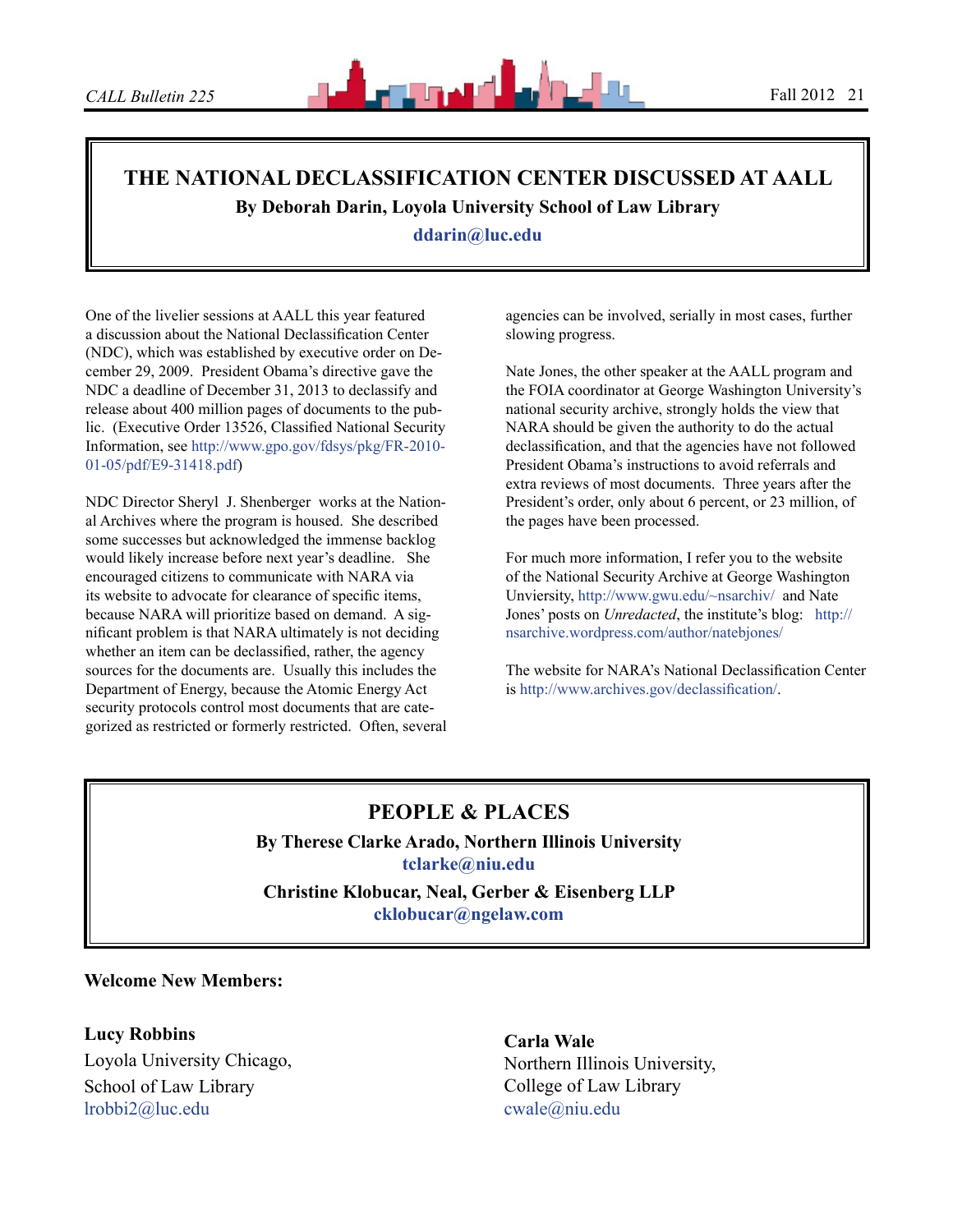## THE NATIONAL DECLASSIFICATION CENTER DISCUSSED AT AALL

**By Deborah Darin, Loyola University School of Law Library**

**ddarin@luc.edu**

One of the livelier sessions at AALL this year featured a discussion about the National Declassification Center (NDC), which was established by executive order on December 29, 2009. President Obama's directive gave the NDC a deadline of December 31, 2013 to declassify and release about 400 million pages of documents to the public. (Executive Order 13526, Classified National Security Information, see http://www.gpo.gov/fdsys/pkg/FR-2010-01-05/pdf/E9-31418.pdf)

NDC Director Sheryl J. Shenberger works at the National Archives where the program is housed. She described some successes but acknowledged the immense backlog would likely increase before next year's deadline. She encouraged citizens to communicate with NARA via its website to advocate for clearance of specific items, because NARA will prioritize based on demand. A significant problem is that NARA ultimately is not deciding whether an item can be declassified, rather, the agency sources for the documents are. Usually this includes the Department of Energy, because the Atomic Energy Act security protocols control most documents that are categorized as restricted or formerly restricted. Often, several agencies can be involved, serially in most cases, further slowing progress.

Nate Jones, the other speaker at the AALL program and the FOIA coordinator at George Washington University's national security archive, strongly holds the view that NARA should be given the authority to do the actual declassification, and that the agencies have not followed President Obama's instructions to avoid referrals and extra reviews of most documents. Three years after the President's order, only about 6 percent, or 23 million, of the pages have been processed.

For much more information, I refer you to the website of the National Security Archive at George Washington Unviersity, http://www.gwu.edu/~nsarchiv/ and Nate Jones' posts on *Unredacted*, the institute's blog: http://nsarchive.wordpress.com/author/natebjones/

The website for NARA's National Declassification Center is http://www.archives.gov/declassification/.

## PEOPLE & PLACES

**By Therese Clarke Arado, Northern Illinois University**

**tclarke@niu.edu**

**Christine Klobucar, Neal, Gerber & Eisenberg LLP**

**cklobucar@ngelaw.com**

**Welcome New Members:**

**Lucy Robbins**
Loyola University Chicago,
School of Law Library
lrobbi2@luc.edu

**Carla Wale**
Northern Illinois University,
College of Law Library
cwale@niu.edu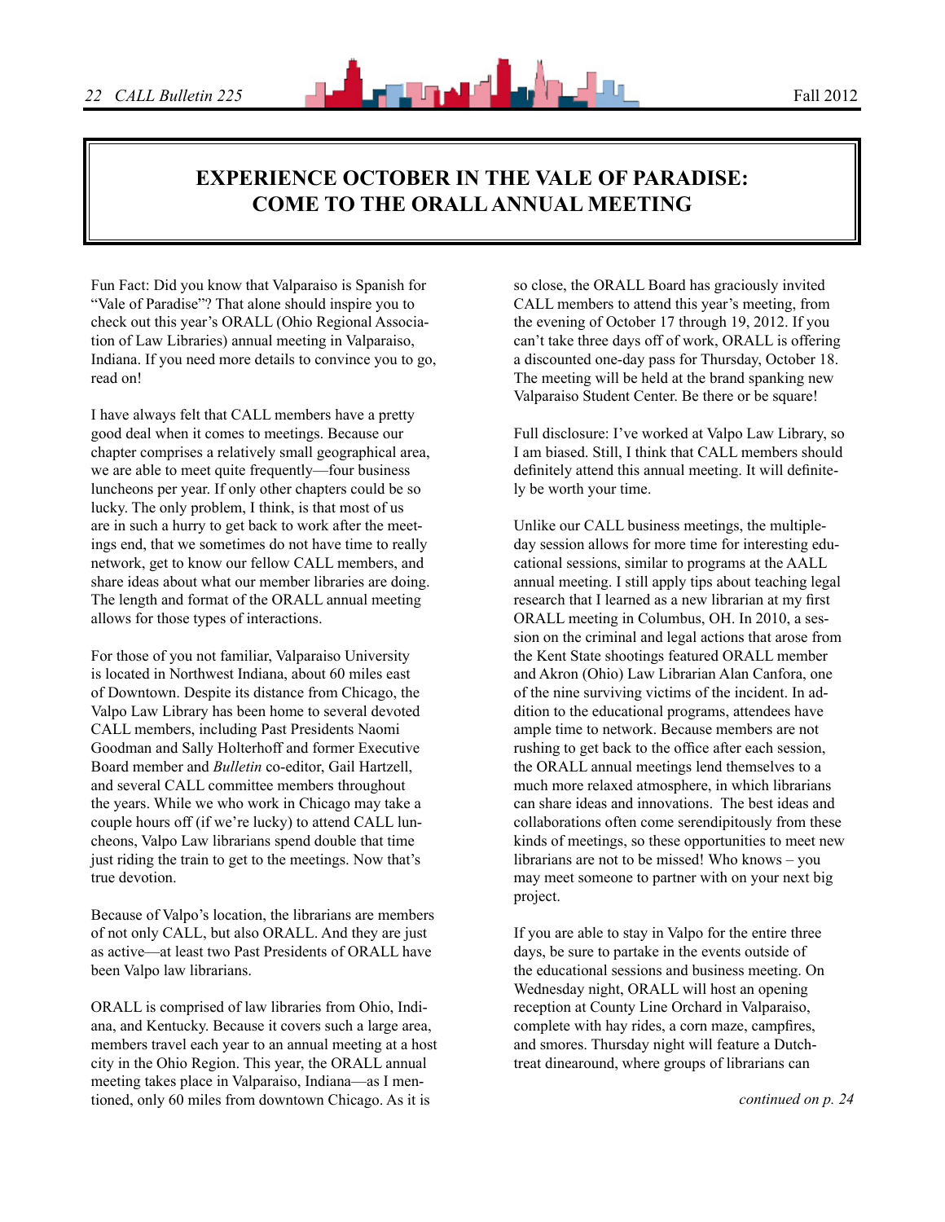# EXPERIENCE OCTOBER IN THE VALE OF PARADISE: COME TO THE ORALL ANNUAL MEETING

Fun Fact: Did you know that Valparaiso is Spanish for "Vale of Paradise"? That alone should inspire you to check out this year's ORALL (Ohio Regional Association of Law Libraries) annual meeting in Valparaiso, Indiana. If you need more details to convince you to go, read on!

I have always felt that CALL members have a pretty good deal when it comes to meetings. Because our chapter comprises a relatively small geographical area, we are able to meet quite frequently—four business luncheons per year. If only other chapters could be so lucky. The only problem, I think, is that most of us are in such a hurry to get back to work after the meetings end, that we sometimes do not have time to really network, get to know our fellow CALL members, and share ideas about what our member libraries are doing. The length and format of the ORALL annual meeting allows for those types of interactions.

For those of you not familiar, Valparaiso University is located in Northwest Indiana, about 60 miles east of Downtown. Despite its distance from Chicago, the Valpo Law Library has been home to several devoted CALL members, including Past Presidents Naomi Goodman and Sally Holterhoff and former Executive Board member and *Bulletin* co-editor, Gail Hartzell, and several CALL committee members throughout the years. While we who work in Chicago may take a couple hours off (if we're lucky) to attend CALL luncheons, Valpo Law librarians spend double that time just riding the train to get to the meetings. Now that's true devotion.

Because of Valpo's location, the librarians are members of not only CALL, but also ORALL. And they are just as active—at least two Past Presidents of ORALL have been Valpo law librarians.

ORALL is comprised of law libraries from Ohio, Indiana, and Kentucky. Because it covers such a large area, members travel each year to an annual meeting at a host city in the Ohio Region. This year, the ORALL annual meeting takes place in Valparaiso, Indiana—as I mentioned, only 60 miles from downtown Chicago. As it is so close, the ORALL Board has graciously invited CALL members to attend this year's meeting, from the evening of October 17 through 19, 2012. If you can't take three days off of work, ORALL is offering a discounted one-day pass for Thursday, October 18. The meeting will be held at the brand spanking new Valparaiso Student Center. Be there or be square!

Full disclosure: I've worked at Valpo Law Library, so I am biased. Still, I think that CALL members should definitely attend this annual meeting. It will definitely be worth your time.

Unlike our CALL business meetings, the multiple-day session allows for more time for interesting educational sessions, similar to programs at the AALL annual meeting. I still apply tips about teaching legal research that I learned as a new librarian at my first ORALL meeting in Columbus, OH. In 2010, a session on the criminal and legal actions that arose from the Kent State shootings featured ORALL member and Akron (Ohio) Law Librarian Alan Canfora, one of the nine surviving victims of the incident. In addition to the educational programs, attendees have ample time to network. Because members are not rushing to get back to the office after each session, the ORALL annual meetings lend themselves to a much more relaxed atmosphere, in which librarians can share ideas and innovations. The best ideas and collaborations often come serendipitously from these kinds of meetings, so these opportunities to meet new librarians are not to be missed! Who knows – you may meet someone to partner with on your next big project.

If you are able to stay in Valpo for the entire three days, be sure to partake in the events outside of the educational sessions and business meeting. On Wednesday night, ORALL will host an opening reception at County Line Orchard in Valparaiso, complete with hay rides, a corn maze, campfires, and smores. Thursday night will feature a Dutch-treat dinearound, where groups of librarians can

*continued on p. 24*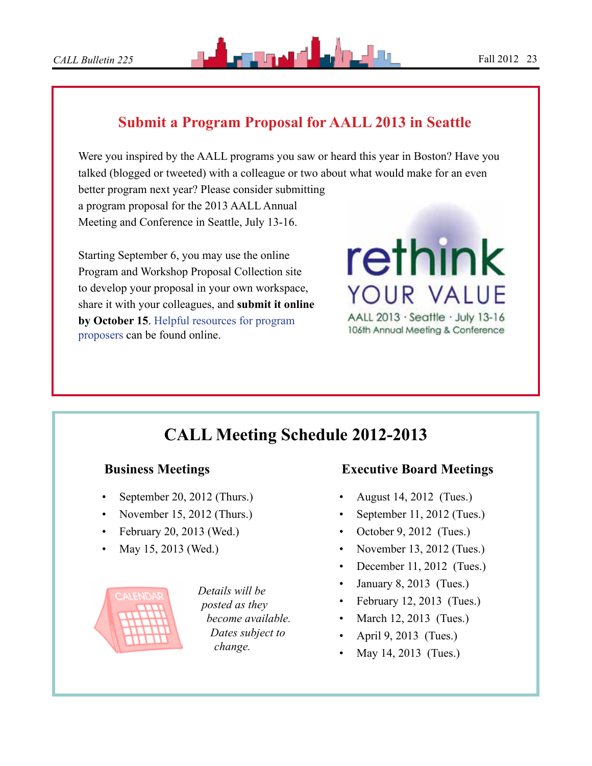## Submit a Program Proposal for AALL 2013 in Seattle

Were you inspired by the AALL programs you saw or heard this year in Boston? Have you talked (blogged or tweeted) with a colleague or two about what would make for an even better program next year? Please consider submitting a program proposal for the 2013 AALL Annual Meeting and Conference in Seattle, July 13-16.

Starting September 6, you may use the online Program and Workshop Proposal Collection site to develop your proposal in your own workspace, share it with your colleagues, and **submit it online by October 15**. Helpful resources for program proposers can be found online.

rethink YOUR VALUE
AALL 2013 · Seattle · July 13-16
106th Annual Meeting & Conference

## CALL Meeting Schedule 2012-2013

### Business Meetings

- September 20, 2012 (Thurs.)
- November 15, 2012 (Thurs.)
- February 20, 2013 (Wed.)
- May 15, 2013 (Wed.)

*Details will be posted as they become available. Dates subject to change.*

### Executive Board Meetings

- August 14, 2012 (Tues.)
- September 11, 2012 (Tues.)
- October 9, 2012 (Tues.)
- November 13, 2012 (Tues.)
- December 11, 2012 (Tues.)
- January 8, 2013 (Tues.)
- February 12, 2013 (Tues.)
- March 12, 2013 (Tues.)
- April 9, 2013 (Tues.)
- May 14, 2013 (Tues.)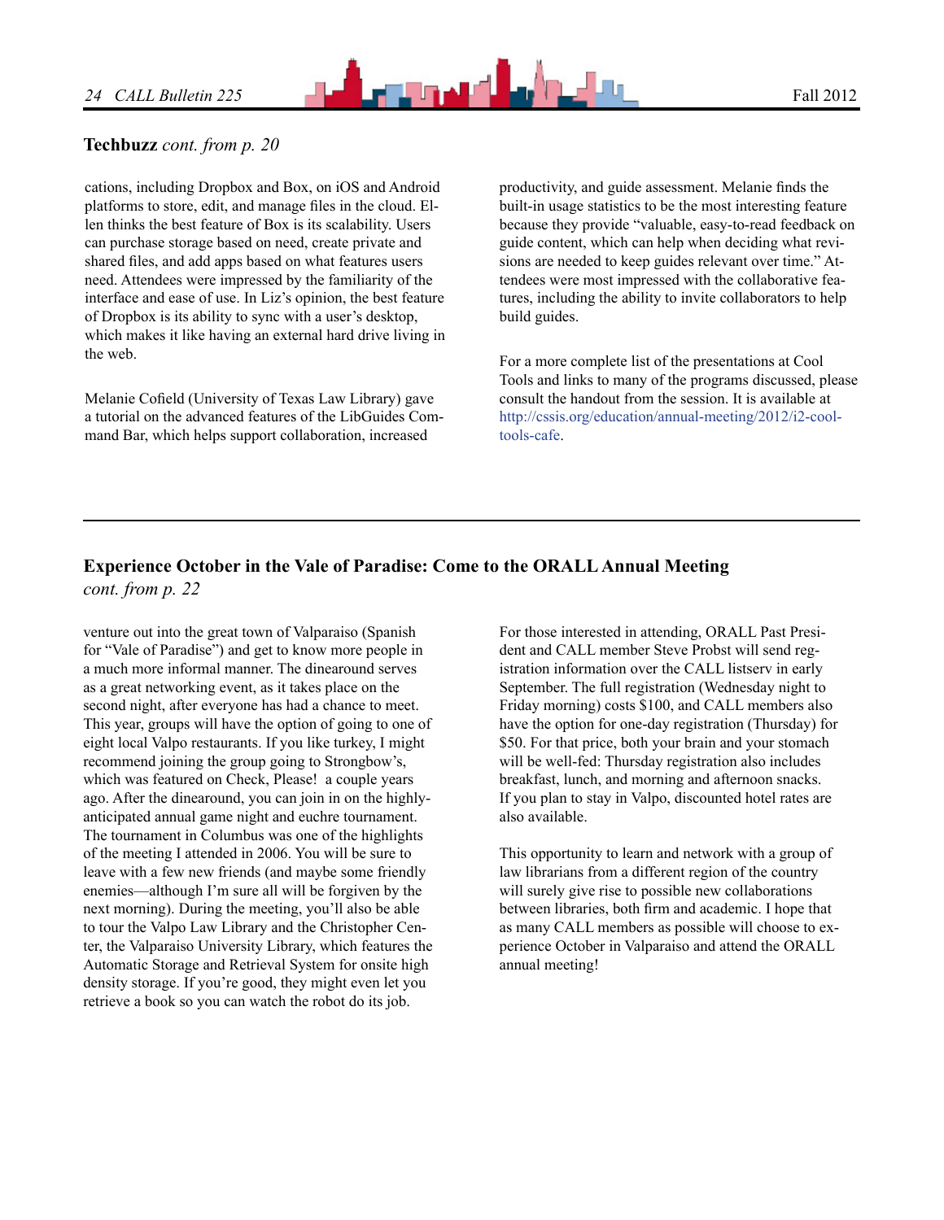**Techbuzz** *cont. from p. 20*

cations, including Dropbox and Box, on iOS and Android platforms to store, edit, and manage files in the cloud. Ellen thinks the best feature of Box is its scalability. Users can purchase storage based on need, create private and shared files, and add apps based on what features users need. Attendees were impressed by the familiarity of the interface and ease of use. In Liz's opinion, the best feature of Dropbox is its ability to sync with a user's desktop, which makes it like having an external hard drive living in the web.

Melanie Cofield (University of Texas Law Library) gave a tutorial on the advanced features of the LibGuides Command Bar, which helps support collaboration, increased productivity, and guide assessment. Melanie finds the built-in usage statistics to be the most interesting feature because they provide "valuable, easy-to-read feedback on guide content, which can help when deciding what revisions are needed to keep guides relevant over time." Attendees were most impressed with the collaborative features, including the ability to invite collaborators to help build guides.

For a more complete list of the presentations at Cool Tools and links to many of the programs discussed, please consult the handout from the session. It is available at http://cssis.org/education/annual-meeting/2012/i2-cool-tools-cafe.

---

**Experience October in the Vale of Paradise: Come to the ORALL Annual Meeting**
*cont. from p. 22*

venture out into the great town of Valparaiso (Spanish for "Vale of Paradise") and get to know more people in a much more informal manner. The dinearound serves as a great networking event, as it takes place on the second night, after everyone has had a chance to meet. This year, groups will have the option of going to one of eight local Valpo restaurants. If you like turkey, I might recommend joining the group going to Strongbow's, which was featured on Check, Please! a couple years ago. After the dinearound, you can join in on the highly-anticipated annual game night and euchre tournament. The tournament in Columbus was one of the highlights of the meeting I attended in 2006. You will be sure to leave with a few new friends (and maybe some friendly enemies—although I'm sure all will be forgiven by the next morning). During the meeting, you'll also be able to tour the Valpo Law Library and the Christopher Center, the Valparaiso University Library, which features the Automatic Storage and Retrieval System for onsite high density storage. If you're good, they might even let you retrieve a book so you can watch the robot do its job.

For those interested in attending, ORALL Past President and CALL member Steve Probst will send registration information over the CALL listserv in early September. The full registration (Wednesday night to Friday morning) costs $100, and CALL members also have the option for one-day registration (Thursday) for $50. For that price, both your brain and your stomach will be well-fed: Thursday registration also includes breakfast, lunch, and morning and afternoon snacks. If you plan to stay in Valpo, discounted hotel rates are also available.

This opportunity to learn and network with a group of law librarians from a different region of the country will surely give rise to possible new collaborations between libraries, both firm and academic. I hope that as many CALL members as possible will choose to experience October in Valparaiso and attend the ORALL annual meeting!